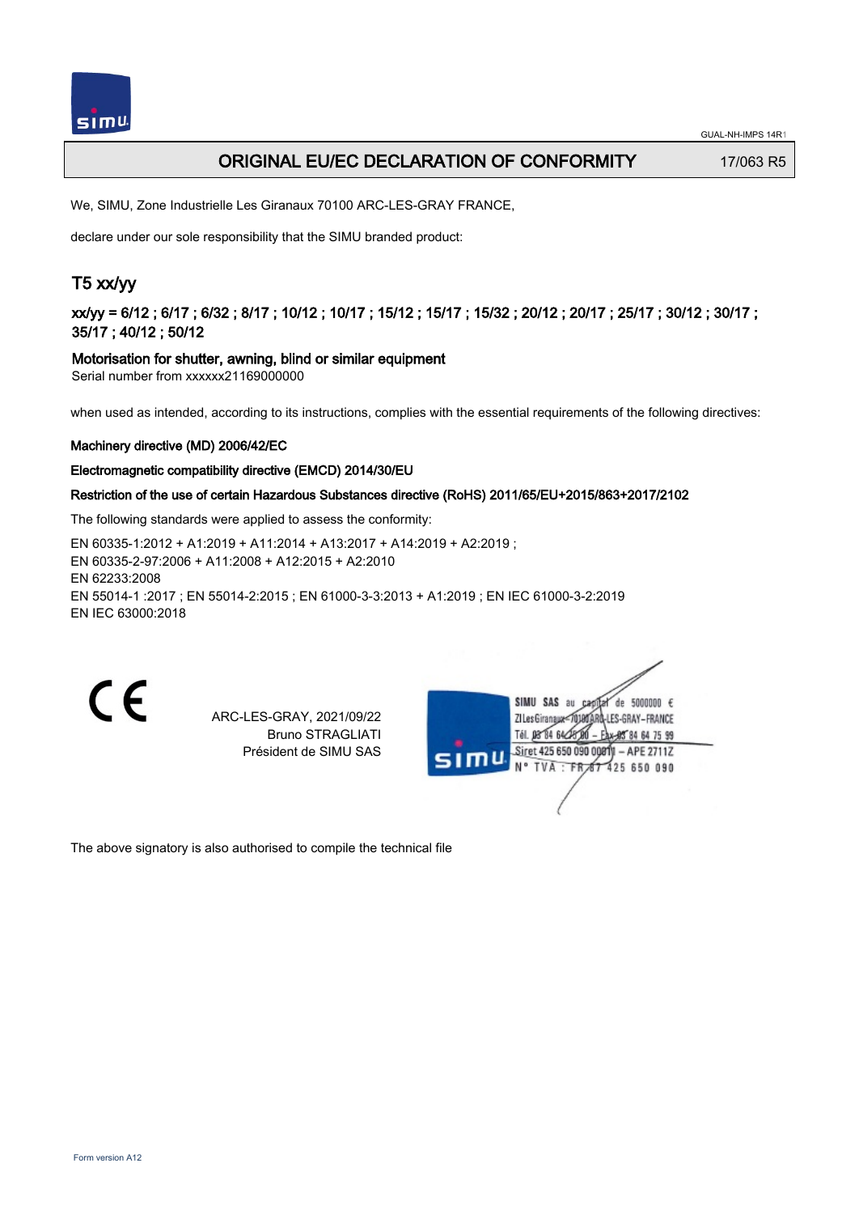# ORIGINAL EU/EC DECLARATION OF CONFORMITY

17/063 R5

We, SIMU, Zone Industrielle Les Giranaux 70100 ARC-LES-GRAY FRANCE,

declare under our sole responsibility that the SIMU branded product:

## T5 xx/yy

### xx/yy = 6/12 ; 6/17 ; 6/32 ; 8/17 ; 10/12 ; 10/17 ; 15/12 ; 15/17 ; 15/32 ; 20/12 ; 20/17 ; 25/17 ; 30/12 ; 30/17 ; 35/17 ; 40/12 ; 50/12

**Motorisation for shutter, awning, blind or similar equipment**

Serial number from xxxxxx21169000000

when used as intended, according to its instructions, complies with the essential requirements of the following directives:

**Machinery directive (MD) 2006/42/EC**

**Electromagnetic compatibility directive (EMCD) 2014/30/EU**

**Restriction of the use of certain Hazardous Substances directive (RoHS) 2011/65/EU+2015/863+2017/2102**

The following standards were applied to assess the conformity:

EN 60335-1:2012 + A1:2019 + A11:2014 + A13:2017 + A14:2019 + A2:2019 ;
EN 60335-2-97:2006 + A11:2008 + A12:2015 + A2:2010
EN 62233:2008
EN 55014-1 :2017 ; EN 55014-2:2015 ; EN 61000-3-3:2013 + A1:2019 ; EN IEC 61000-3-2:2019
EN IEC 63000:2018

CE

ARC-LES-GRAY, 2021/09/22
Bruno STRAGLIATI
Président de SIMU SAS

SIMU SAS au capital de 5000000 €
ZI Les Giranaux 70100 ARC-LES-GRAY-FRANCE
Tél. 03 84 64 75 00 – Fax 03 84 64 75 99
Siret 425 650 090 00011 – APE 2711Z
N° TVA : FR 67 425 650 090

The above signatory is also authorised to compile the technical file

Form version A12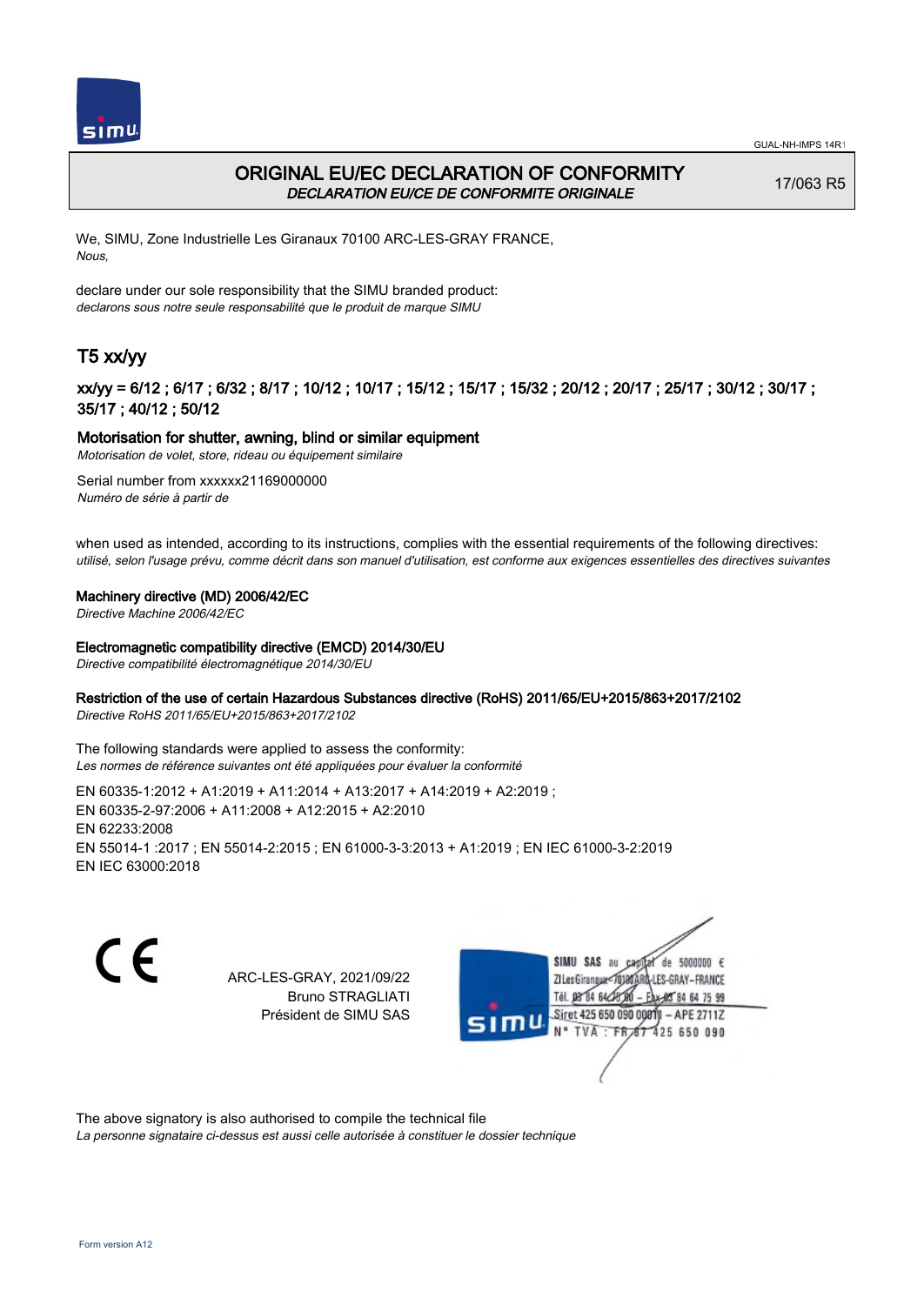GUAL-NH-IMPS 14R1

# ORIGINAL EU/EC DECLARATION OF CONFORMITY
*DECLARATION EU/CE DE CONFORMITE ORIGINALE*

17/063 R5

We, SIMU, Zone Industrielle Les Giranaux 70100 ARC-LES-GRAY FRANCE,
*Nous,*

declare under our sole responsibility that the SIMU branded product:
*declarons sous notre seule responsabilité que le produit de marque SIMU*

## T5 xx/yy

### xx/yy = 6/12 ; 6/17 ; 6/32 ; 8/17 ; 10/12 ; 10/17 ; 15/12 ; 15/17 ; 15/32 ; 20/12 ; 20/17 ; 25/17 ; 30/12 ; 30/17 ; 35/17 ; 40/12 ; 50/12

**Motorisation for shutter, awning, blind or similar equipment**
*Motorisation de volet, store, rideau ou équipement similaire*

Serial number from xxxxxx21169000000
*Numéro de série à partir de*

when used as intended, according to its instructions, complies with the essential requirements of the following directives:
*utilisé, selon l'usage prévu, comme décrit dans son manuel d'utilisation, est conforme aux exigences essentielles des directives suivantes*

**Machinery directive (MD) 2006/42/EC**
*Directive Machine 2006/42/EC*

**Electromagnetic compatibility directive (EMCD) 2014/30/EU**
*Directive compatibilité électromagnétique 2014/30/EU*

**Restriction of the use of certain Hazardous Substances directive (RoHS) 2011/65/EU+2015/863+2017/2102**
*Directive RoHS 2011/65/EU+2015/863+2017/2102*

The following standards were applied to assess the conformity:
*Les normes de référence suivantes ont été appliquées pour évaluer la conformité*

EN 60335-1:2012 + A1:2019 + A11:2014 + A13:2017 + A14:2019 + A2:2019 ;
EN 60335-2-97:2006 + A11:2008 + A12:2015 + A2:2010
EN 62233:2008
EN 55014-1 :2017 ; EN 55014-2:2015 ; EN 61000-3-3:2013 + A1:2019 ; EN IEC 61000-3-2:2019
EN IEC 63000:2018

CE

ARC-LES-GRAY, 2021/09/22
Bruno STRAGLIATI
Président de SIMU SAS

SIMU SAS au capital de 5000000 €
ZI Les Giranaux 70100 ARC-LES-GRAY-FRANCE
Tél. 03 84 64 78 00 – Fax 03 84 64 75 99
Siret 425 650 090 00811 – APE 2711Z
N° TVA : FR 87 425 650 090

The above signatory is also authorised to compile the technical file
*La personne signataire ci-dessus est aussi celle autorisée à constituer le dossier technique*

Form version A12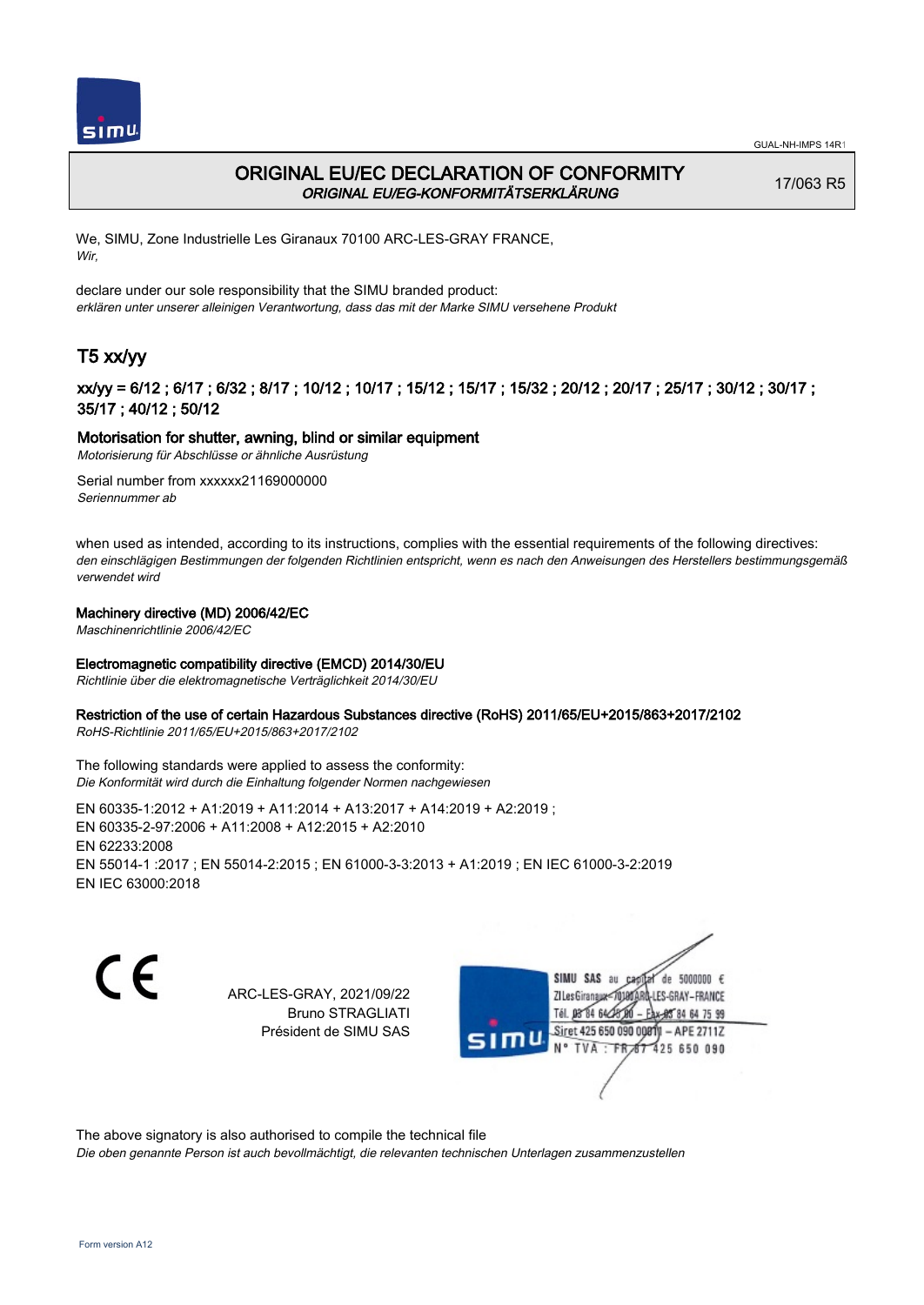# ORIGINAL EU/EC DECLARATION OF CONFORMITY

*ORIGINAL EU/EG-KONFORMITÄTSERKLÄRUNG*

17/063 R5

We, SIMU, Zone Industrielle Les Giranaux 70100 ARC-LES-GRAY FRANCE,
*Wir,*

declare under our sole responsibility that the SIMU branded product:
*erklären unter unserer alleinigen Verantwortung, dass das mit der Marke SIMU versehene Produkt*

## T5 xx/yy

### xx/yy = 6/12 ; 6/17 ; 6/32 ; 8/17 ; 10/12 ; 10/17 ; 15/12 ; 15/17 ; 15/32 ; 20/12 ; 20/17 ; 25/17 ; 30/12 ; 30/17 ; 35/17 ; 40/12 ; 50/12

**Motorisation for shutter, awning, blind or similar equipment**
*Motorisierung für Abschlüsse or ähnliche Ausrüstung*

Serial number from xxxxxx21169000000
*Seriennummer ab*

when used as intended, according to its instructions, complies with the essential requirements of the following directives:
*den einschlägigen Bestimmungen der folgenden Richtlinien entspricht, wenn es nach den Anweisungen des Herstellers bestimmungsgemäß verwendet wird*

**Machinery directive (MD) 2006/42/EC**
*Maschinenrichtlinie 2006/42/EC*

**Electromagnetic compatibility directive (EMCD) 2014/30/EU**
*Richtlinie über die elektromagnetische Verträglichkeit 2014/30/EU*

**Restriction of the use of certain Hazardous Substances directive (RoHS) 2011/65/EU+2015/863+2017/2102**
*RoHS-Richtlinie 2011/65/EU+2015/863+2017/2102*

The following standards were applied to assess the conformity:
*Die Konformität wird durch die Einhaltung folgender Normen nachgewiesen*

EN 60335-1:2012 + A1:2019 + A11:2014 + A13:2017 + A14:2019 + A2:2019 ;
EN 60335-2-97:2006 + A11:2008 + A12:2015 + A2:2010
EN 62233:2008
EN 55014-1 :2017 ; EN 55014-2:2015 ; EN 61000-3-3:2013 + A1:2019 ; EN IEC 61000-3-2:2019
EN IEC 63000:2018

CE

ARC-LES-GRAY, 2021/09/22
Bruno STRAGLIATI
Président de SIMU SAS

SIMU SAS au capital de 5000000 €
ZI Les Giranaux 70100 ARC-LES-GRAY-FRANCE
Tél. 03 84 64 75 00 – Fax 03 84 64 75 99
Siret 425 650 090 00011 – APE 2711Z
N° TVA : FR 87 425 650 090

The above signatory is also authorised to compile the technical file
*Die oben genannte Person ist auch bevollmächtigt, die relevanten technischen Unterlagen zusammenzustellen*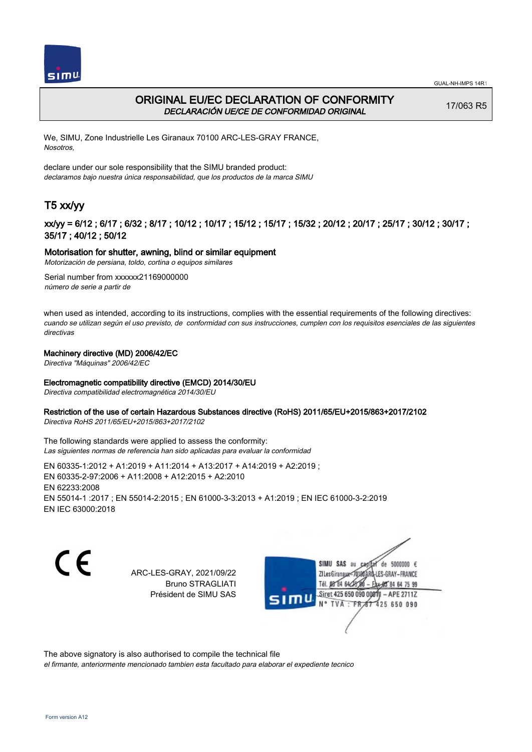# ORIGINAL EU/EC DECLARATION OF CONFORMITY

*DECLARACIÓN UE/CE DE CONFORMIDAD ORIGINAL*

17/063 R5

We, SIMU, Zone Industrielle Les Giranaux 70100 ARC-LES-GRAY FRANCE,
*Nosotros,*

declare under our sole responsibility that the SIMU branded product:
*declaramos bajo nuestra única responsabilidad, que los productos de la marca SIMU*

## T5 xx/yy

### xx/yy = 6/12 ; 6/17 ; 6/32 ; 8/17 ; 10/12 ; 10/17 ; 15/12 ; 15/17 ; 15/32 ; 20/12 ; 20/17 ; 25/17 ; 30/12 ; 30/17 ; 35/17 ; 40/12 ; 50/12

**Motorisation for shutter, awning, blind or similar equipment**
*Motorización de persiana, toldo, cortina o equipos similares*

Serial number from xxxxxx21169000000
*número de serie a partir de*

when used as intended, according to its instructions, complies with the essential requirements of the following directives:
*cuando se utilizan según el uso previsto, de conformidad con sus instrucciones, cumplen con los requisitos esenciales de las siguientes directivas*

**Machinery directive (MD) 2006/42/EC**
*Directiva "Máquinas" 2006/42/EC*

**Electromagnetic compatibility directive (EMCD) 2014/30/EU**
*Directiva compatibilidad electromagnética 2014/30/EU*

**Restriction of the use of certain Hazardous Substances directive (RoHS) 2011/65/EU+2015/863+2017/2102**
*Directiva RoHS 2011/65/EU+2015/863+2017/2102*

The following standards were applied to assess the conformity:
*Las siguientes normas de referencia han sido aplicadas para evaluar la conformidad*

EN 60335-1:2012 + A1:2019 + A11:2014 + A13:2017 + A14:2019 + A2:2019 ;
EN 60335-2-97:2006 + A11:2008 + A12:2015 + A2:2010
EN 62233:2008
EN 55014-1 :2017 ; EN 55014-2:2015 ; EN 61000-3-3:2013 + A1:2019 ; EN IEC 61000-3-2:2019
EN IEC 63000:2018

ARC-LES-GRAY, 2021/09/22
Bruno STRAGLIATI
Président de SIMU SAS

SIMU SAS au capital de 5000000 €
ZI Les Giranaux 70100 ARC-LES-GRAY-FRANCE
Tél. 03 84 64 75 00 – Fax 03 84 64 75 99
Siret 425 650 090 00011 – APE 2711Z
N° TVA : FR 87 425 650 090

The above signatory is also authorised to compile the technical file
*el firmante, anteriormente mencionado tambien esta facultado para elaborar el expediente tecnico*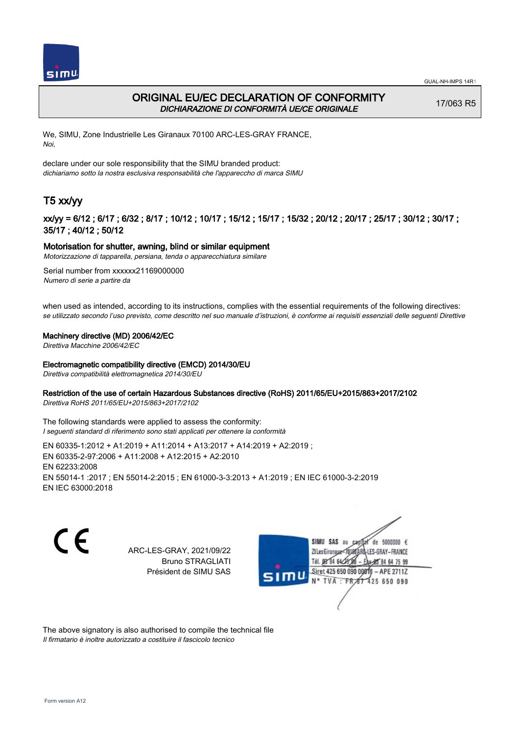# ORIGINAL EU/EC DECLARATION OF CONFORMITY

*DICHIARAZIONE DI CONFORMITÀ UE/CE ORIGINALE*

17/063 R5

We, SIMU, Zone Industrielle Les Giranaux 70100 ARC-LES-GRAY FRANCE,
*Noi,*

declare under our sole responsibility that the SIMU branded product:
*dichiariamo sotto la nostra esclusiva responsabilità che l'apparecchio di marca SIMU*

## T5 xx/yy

### xx/yy = 6/12 ; 6/17 ; 6/32 ; 8/17 ; 10/12 ; 10/17 ; 15/12 ; 15/17 ; 15/32 ; 20/12 ; 20/17 ; 25/17 ; 30/12 ; 30/17 ; 35/17 ; 40/12 ; 50/12

**Motorisation for shutter, awning, blind or similar equipment**
*Motorizzazione di tapparella, persiana, tenda o apparecchiatura similare*

Serial number from xxxxxx21169000000
*Numero di serie a partire da*

when used as intended, according to its instructions, complies with the essential requirements of the following directives:
*se utilizzato secondo l'uso previsto, come descritto nel suo manuale d'istruzioni, è conforme ai requisiti essenziali delle seguenti Direttive*

**Machinery directive (MD) 2006/42/EC**
*Direttiva Macchine 2006/42/EC*

**Electromagnetic compatibility directive (EMCD) 2014/30/EU**
*Direttiva compatibilità elettromagnetica 2014/30/EU*

**Restriction of the use of certain Hazardous Substances directive (RoHS) 2011/65/EU+2015/863+2017/2102**
*Direttiva RoHS 2011/65/EU+2015/863+2017/2102*

The following standards were applied to assess the conformity:
*I seguenti standard di riferimento sono stati applicati per ottenere la conformità*

EN 60335-1:2012 + A1:2019 + A11:2014 + A13:2017 + A14:2019 + A2:2019 ;
EN 60335-2-97:2006 + A11:2008 + A12:2015 + A2:2010
EN 62233:2008
EN 55014-1 :2017 ; EN 55014-2:2015 ; EN 61000-3-3:2013 + A1:2019 ; EN IEC 61000-3-2:2019
EN IEC 63000:2018

CE

ARC-LES-GRAY, 2021/09/22
Bruno STRAGLIATI
Président de SIMU SAS

SIMU SAS au capital de 5000000 €
ZI Les Giranaux 70100 ARC-LES-GRAY-FRANCE
Tél. 03 84 64 75 00 – Fax 03 84 64 75 99
Siret 425 650 090 00011 – APE 2711Z
N° TVA : FR 67 425 650 090

The above signatory is also authorised to compile the technical file
*Il firmatario è inoltre autorizzato a costituire il fascicolo tecnico*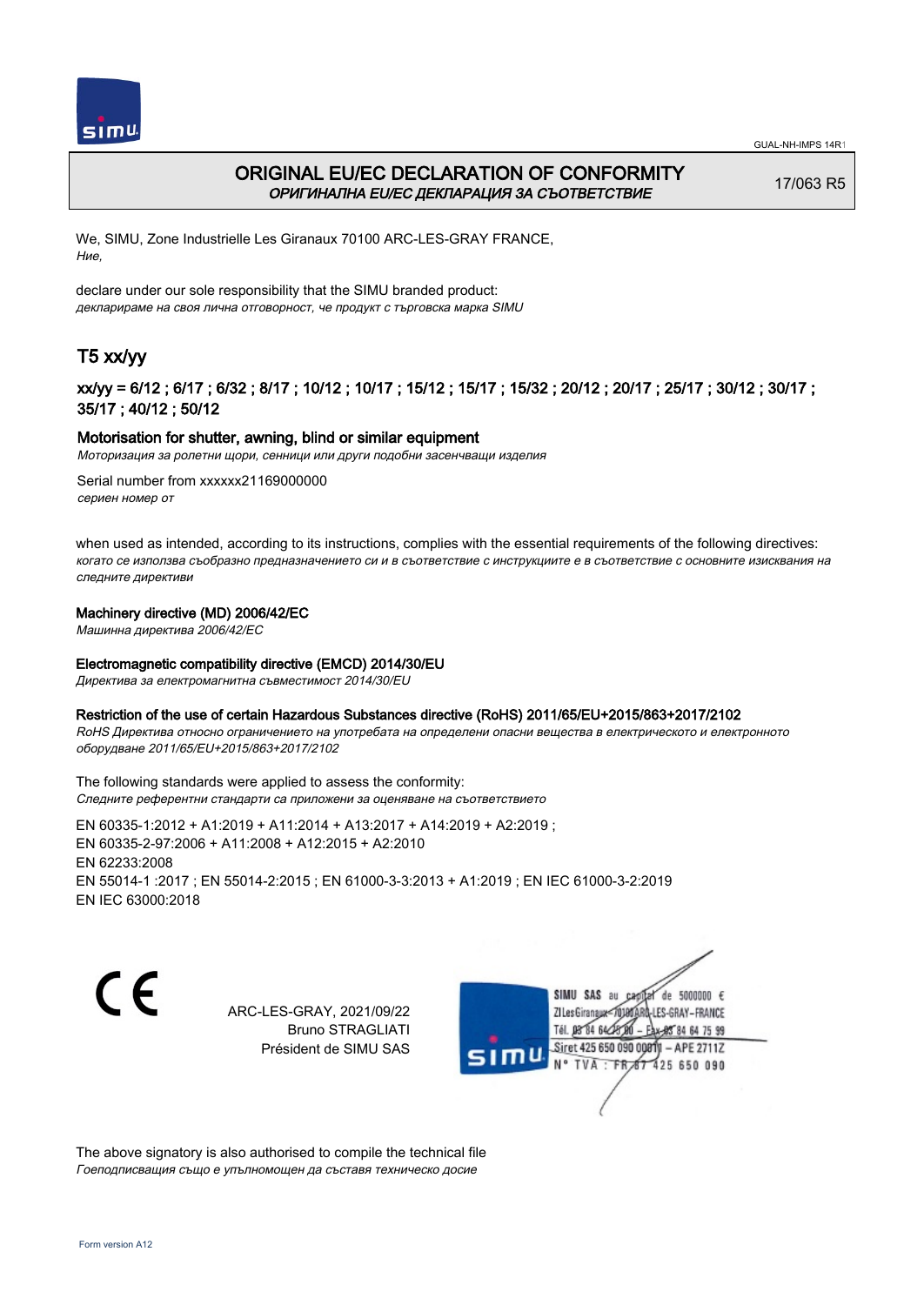# ORIGINAL EU/EC DECLARATION OF CONFORMITY
*ОРИГИНАЛНА EU/EC ДЕКЛАРАЦИЯ ЗА СЪОТВЕТСТВИЕ*

17/063 R5

We, SIMU, Zone Industrielle Les Giranaux 70100 ARC-LES-GRAY FRANCE,
*Ние,*

declare under our sole responsibility that the SIMU branded product:
*декларираме на своя лична отговорност, че продукт с търговска марка SIMU*

## T5 xx/yy

### xx/yy = 6/12 ; 6/17 ; 6/32 ; 8/17 ; 10/12 ; 10/17 ; 15/12 ; 15/17 ; 15/32 ; 20/12 ; 20/17 ; 25/17 ; 30/12 ; 30/17 ; 35/17 ; 40/12 ; 50/12

**Motorisation for shutter, awning, blind or similar equipment**
*Моторизация за ролетни щори, сенници или други подобни засенчващи изделия*

Serial number from xxxxxx21169000000
*сериен номер от*

when used as intended, according to its instructions, complies with the essential requirements of the following directives:
*когато се използва съобразно предназначението си и в съответствие с инструкциите е в съответствие с основните изисквания на следните директиви*

**Machinery directive (MD) 2006/42/EC**
*Машинна директива 2006/42/EC*

**Electromagnetic compatibility directive (EMCD) 2014/30/EU**
*Директива за електромагнитна съвместимост 2014/30/EU*

**Restriction of the use of certain Hazardous Substances directive (RoHS) 2011/65/EU+2015/863+2017/2102**
*RoHS Директива относно ограничението на употребата на определени опасни вещества в електрическото и електронното оборудване 2011/65/EU+2015/863+2017/2102*

The following standards were applied to assess the conformity:
*Следните референтни стандарти са приложени за оценяване на съответствието*

EN 60335-1:2012 + A1:2019 + A11:2014 + A13:2017 + A14:2019 + A2:2019 ;
EN 60335-2-97:2006 + A11:2008 + A12:2015 + A2:2010
EN 62233:2008
EN 55014-1 :2017 ; EN 55014-2:2015 ; EN 61000-3-3:2013 + A1:2019 ; EN IEC 61000-3-2:2019
EN IEC 63000:2018

CE

ARC-LES-GRAY, 2021/09/22
Bruno STRAGLIATI
Président de SIMU SAS

SIMU SAS au capital de 5000000 €
ZI Les Giranaux 70100 ARC-LES-GRAY-FRANCE
Tél. 03 84 64 75 00 – Fax 03 84 64 75 99
Siret 425 650 090 00011 – APE 2711Z
N° TVA : FR 87 425 650 090

The above signatory is also authorised to compile the technical file
*Гоеподписващия също е упълномощен да съставя техническо досие*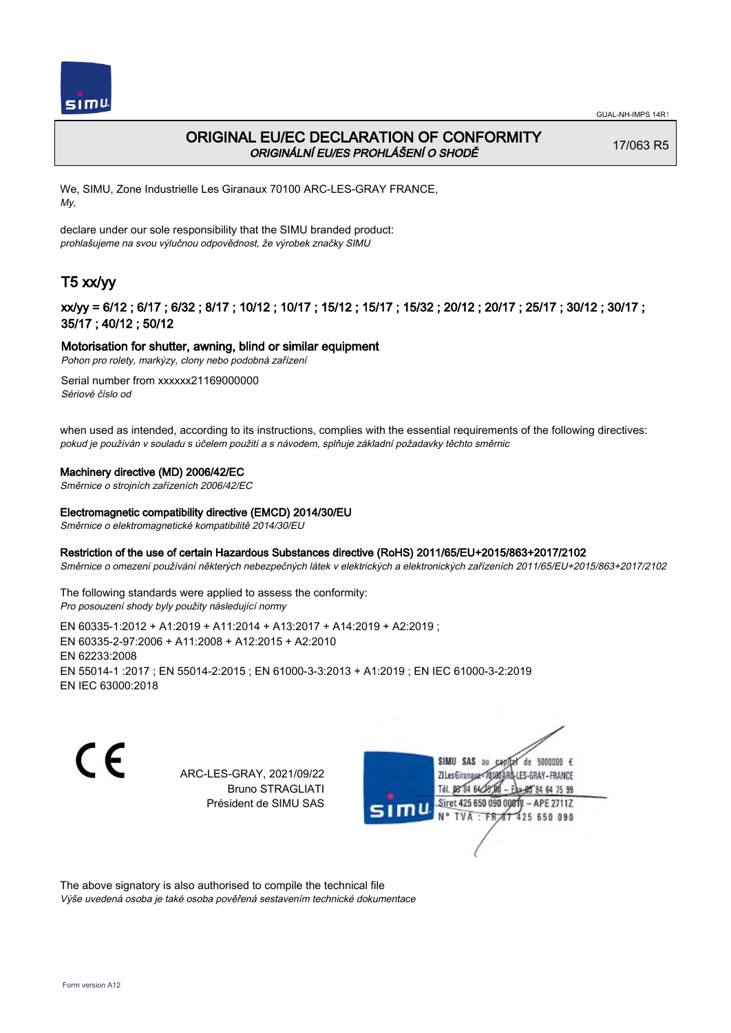GUAL-NH-IMPS 14R1

# ORIGINAL EU/EC DECLARATION OF CONFORMITY
*ORIGINÁLNÍ EU/ES PROHLÁŠENÍ O SHODĚ*

17/063 R5

We, SIMU, Zone Industrielle Les Giranaux 70100 ARC-LES-GRAY FRANCE,
*My,*

declare under our sole responsibility that the SIMU branded product:
*prohlašujeme na svou výlučnou odpovědnost, že výrobek značky SIMU*

## T5 xx/yy

### xx/yy = 6/12 ; 6/17 ; 6/32 ; 8/17 ; 10/12 ; 10/17 ; 15/12 ; 15/17 ; 15/32 ; 20/12 ; 20/17 ; 25/17 ; 30/12 ; 30/17 ; 35/17 ; 40/12 ; 50/12

**Motorisation for shutter, awning, blind or similar equipment**
*Pohon pro rolety, markýzy, clony nebo podobná zařízení*

Serial number from xxxxxx21169000000
*Sériové číslo od*

when used as intended, according to its instructions, complies with the essential requirements of the following directives:
*pokud je používán v souladu s účelem použití a s návodem, splňuje základní požadavky těchto směrnic*

**Machinery directive (MD) 2006/42/EC**
*Směrnice o strojních zařízeních 2006/42/EC*

**Electromagnetic compatibility directive (EMCD) 2014/30/EU**
*Směrnice o elektromagnetické kompatibilitě 2014/30/EU*

**Restriction of the use of certain Hazardous Substances directive (RoHS) 2011/65/EU+2015/863+2017/2102**
*Směrnice o omezení používání některých nebezpečných látek v elektrických a elektronických zařízeních 2011/65/EU+2015/863+2017/2102*

The following standards were applied to assess the conformity:
*Pro posouzení shody byly použity následující normy*

EN 60335-1:2012 + A1:2019 + A11:2014 + A13:2017 + A14:2019 + A2:2019 ;
EN 60335-2-97:2006 + A11:2008 + A12:2015 + A2:2010
EN 62233:2008
EN 55014-1 :2017 ; EN 55014-2:2015 ; EN 61000-3-3:2013 + A1:2019 ; EN IEC 61000-3-2:2019
EN IEC 63000:2018

CE

ARC-LES-GRAY, 2021/09/22
Bruno STRAGLIATI
Président de SIMU SAS

SIMU SAS au capital de 5000000 €
ZI Les Giranaux 70100 ARC-LES-GRAY-FRANCE
Tél. 03 84 64 75 00 – Fax 03 84 64 75 99
Siret 425 650 090 00011 – APE 2711Z
N° TVA : FR 67 425 650 090

The above signatory is also authorised to compile the technical file
*Výše uvedená osoba je také osoba pověřená sestavením technické dokumentace*

Form version A12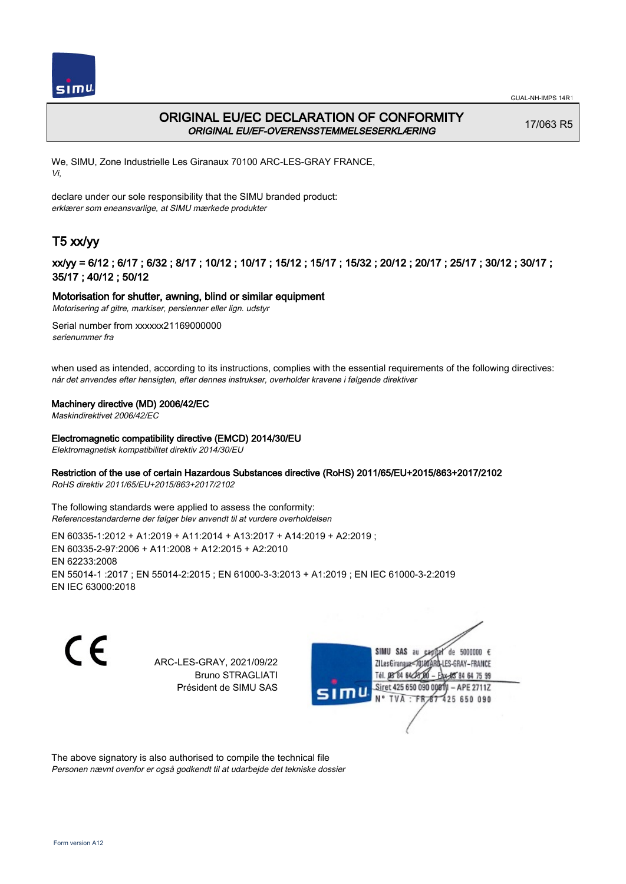# ORIGINAL EU/EC DECLARATION OF CONFORMITY
*ORIGINAL EU/EF-OVERENSSTEMMELSESERKLÆRING*

17/063 R5

We, SIMU, Zone Industrielle Les Giranaux 70100 ARC-LES-GRAY FRANCE,
*Vi,*

declare under our sole responsibility that the SIMU branded product:
*erklærer som eneansvarlige, at SIMU mærkede produkter*

## T5 xx/yy

### xx/yy = 6/12 ; 6/17 ; 6/32 ; 8/17 ; 10/12 ; 10/17 ; 15/12 ; 15/17 ; 15/32 ; 20/12 ; 20/17 ; 25/17 ; 30/12 ; 30/17 ; 35/17 ; 40/12 ; 50/12

**Motorisation for shutter, awning, blind or similar equipment**
*Motorisering af gitre, markiser, persienner eller lign. udstyr*

Serial number from xxxxxx21169000000
*serienummer fra*

when used as intended, according to its instructions, complies with the essential requirements of the following directives:
*når det anvendes efter hensigten, efter dennes instrukser, overholder kravene i følgende direktiver*

**Machinery directive (MD) 2006/42/EC**
*Maskindirektivet 2006/42/EC*

**Electromagnetic compatibility directive (EMCD) 2014/30/EU**
*Elektromagnetisk kompatibilitet direktiv 2014/30/EU*

**Restriction of the use of certain Hazardous Substances directive (RoHS) 2011/65/EU+2015/863+2017/2102**
*RoHS direktiv 2011/65/EU+2015/863+2017/2102*

The following standards were applied to assess the conformity:
*Referencestandarderne der følger blev anvendt til at vurdere overholdelsen*

EN 60335-1:2012 + A1:2019 + A11:2014 + A13:2017 + A14:2019 + A2:2019 ;
EN 60335-2-97:2006 + A11:2008 + A12:2015 + A2:2010
EN 62233:2008
EN 55014-1 :2017 ; EN 55014-2:2015 ; EN 61000-3-3:2013 + A1:2019 ; EN IEC 61000-3-2:2019
EN IEC 63000:2018

ARC-LES-GRAY, 2021/09/22
Bruno STRAGLIATI
Président de SIMU SAS

SIMU SAS au capital de 5000000 €
ZI Les Giranaux 70100 ARC-LES-GRAY-FRANCE
Tél. 03 84 64 75 00 – Fax 03 84 64 75 99
Siret 425 650 090 00011 – APE 2711Z
N° TVA : FR 87 425 650 090

The above signatory is also authorised to compile the technical file
*Personen nævnt ovenfor er også godkendt til at udarbejde det tekniske dossier*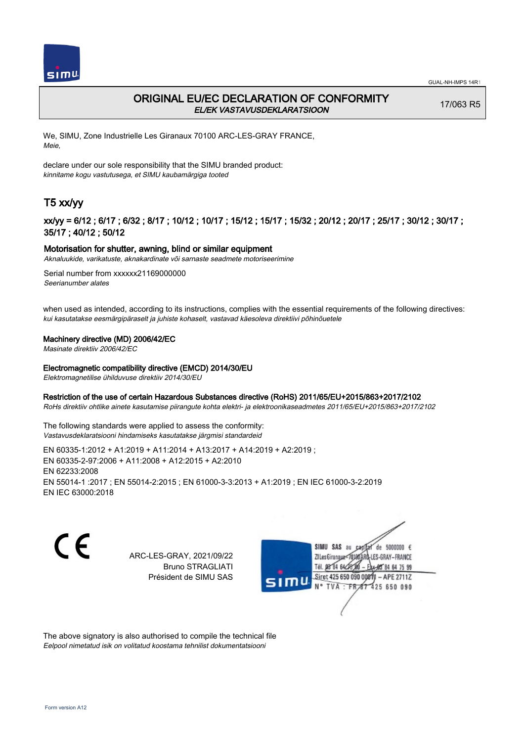# ORIGINAL EU/EC DECLARATION OF CONFORMITY

*EL/EK VASTAVUSDEKLARATSIOON*

17/063 R5

We, SIMU, Zone Industrielle Les Giranaux 70100 ARC-LES-GRAY FRANCE,
*Meie,*

declare under our sole responsibility that the SIMU branded product:
*kinnitame kogu vastutusega, et SIMU kaubamärgiga tooted*

## T5 xx/yy

### xx/yy = 6/12 ; 6/17 ; 6/32 ; 8/17 ; 10/12 ; 10/17 ; 15/12 ; 15/17 ; 15/32 ; 20/12 ; 20/17 ; 25/17 ; 30/12 ; 30/17 ; 35/17 ; 40/12 ; 50/12

**Motorisation for shutter, awning, blind or similar equipment**
*Aknaluukide, varikatuste, aknakardinate või sarnaste seadmete motoriseerimine*

Serial number from xxxxxx21169000000
*Seerianumber alates*

when used as intended, according to its instructions, complies with the essential requirements of the following directives:
*kui kasutatakse eesmärgipäraselt ja juhiste kohaselt, vastavad käesoleva direktiivi põhinõuetele*

**Machinery directive (MD) 2006/42/EC**
*Masinate direktiiv 2006/42/EC*

**Electromagnetic compatibility directive (EMCD) 2014/30/EU**
*Elektromagnetilise ühilduvuse direktiiv 2014/30/EU*

**Restriction of the use of certain Hazardous Substances directive (RoHS) 2011/65/EU+2015/863+2017/2102**
*RoHs direktiiv ohtlike ainete kasutamise piirangute kohta elektri- ja elektroonikaseadmetes 2011/65/EU+2015/863+2017/2102*

The following standards were applied to assess the conformity:
*Vastavusdeklaratsiooni hindamiseks kasutatakse järgmisi standardeid*

EN 60335-1:2012 + A1:2019 + A11:2014 + A13:2017 + A14:2019 + A2:2019 ;
EN 60335-2-97:2006 + A11:2008 + A12:2015 + A2:2010
EN 62233:2008
EN 55014-1 :2017 ; EN 55014-2:2015 ; EN 61000-3-3:2013 + A1:2019 ; EN IEC 61000-3-2:2019
EN IEC 63000:2018

ARC-LES-GRAY, 2021/09/22
Bruno STRAGLIATI
Président de SIMU SAS

SIMU SAS au capital de 5000000 €
ZI Les Giranaux 70100 ARC-LES-GRAY-FRANCE
Tél. 03 84 64 75 00 – Fax 03 84 64 75 99
Siret 425 650 090 00011 – APE 2711Z
N° TVA : FR 87 425 650 090

The above signatory is also authorised to compile the technical file
*Eelpool nimetatud isik on volitatud koostama tehnilist dokumentatsiooni*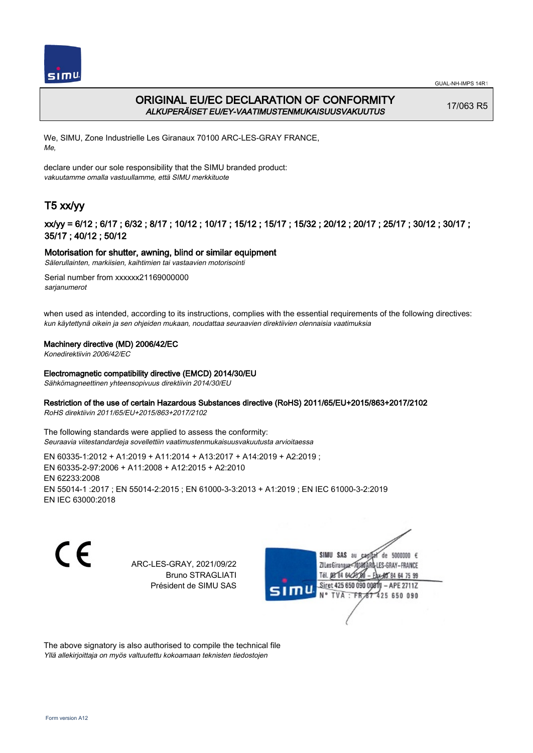GUAL-NH-IMPS 14R1

# ORIGINAL EU/EC DECLARATION OF CONFORMITY

*ALKUPERÄISET EU/EY-VAATIMUSTENMUKAISUUSVAKUUTUS*

17/063 R5

We, SIMU, Zone Industrielle Les Giranaux 70100 ARC-LES-GRAY FRANCE,
*Me,*

declare under our sole responsibility that the SIMU branded product:
*vakuutamme omalla vastuullamme, että SIMU merkkituote*

## T5 xx/yy

### xx/yy = 6/12 ; 6/17 ; 6/32 ; 8/17 ; 10/12 ; 10/17 ; 15/12 ; 15/17 ; 15/32 ; 20/12 ; 20/17 ; 25/17 ; 30/12 ; 30/17 ; 35/17 ; 40/12 ; 50/12

**Motorisation for shutter, awning, blind or similar equipment**
*Sälerullainten, markiisien, kaihtimien tai vastaavien motorisointi*

Serial number from xxxxxx21169000000
*sarjanumerot*

when used as intended, according to its instructions, complies with the essential requirements of the following directives:
*kun käytettynä oikein ja sen ohjeiden mukaan, noudattaa seuraavien direktiivien olennaisia vaatimuksia*

**Machinery directive (MD) 2006/42/EC**
*Konedirektiivin 2006/42/EC*

**Electromagnetic compatibility directive (EMCD) 2014/30/EU**
*Sähkömagneettinen yhteensopivuus direktiivin 2014/30/EU*

**Restriction of the use of certain Hazardous Substances directive (RoHS) 2011/65/EU+2015/863+2017/2102**
*RoHS direktiivin 2011/65/EU+2015/863+2017/2102*

The following standards were applied to assess the conformity:
*Seuraavia viitestandardeja sovellettiin vaatimustenmukaisuusvakuutusta arvioitaessa*

EN 60335-1:2012 + A1:2019 + A11:2014 + A13:2017 + A14:2019 + A2:2019 ;
EN 60335-2-97:2006 + A11:2008 + A12:2015 + A2:2010
EN 62233:2008
EN 55014-1 :2017 ; EN 55014-2:2015 ; EN 61000-3-3:2013 + A1:2019 ; EN IEC 61000-3-2:2019
EN IEC 63000:2018

CE

ARC-LES-GRAY, 2021/09/22
Bruno STRAGLIATI
Président de SIMU SAS

SIMU SAS au capital de 5000000 €
ZI Les Giranaux 70100 ARC-LES-GRAY-FRANCE
Tél. 03 84 64 75 00 – Fax 03 84 64 75 99
Siret 425 650 090 00011 – APE 2711Z
N° TVA : FR 87 425 650 090

The above signatory is also authorised to compile the technical file
*Yllä allekirjoittaja on myös valtuutettu kokoamaan teknisten tiedostojen*

Form version A12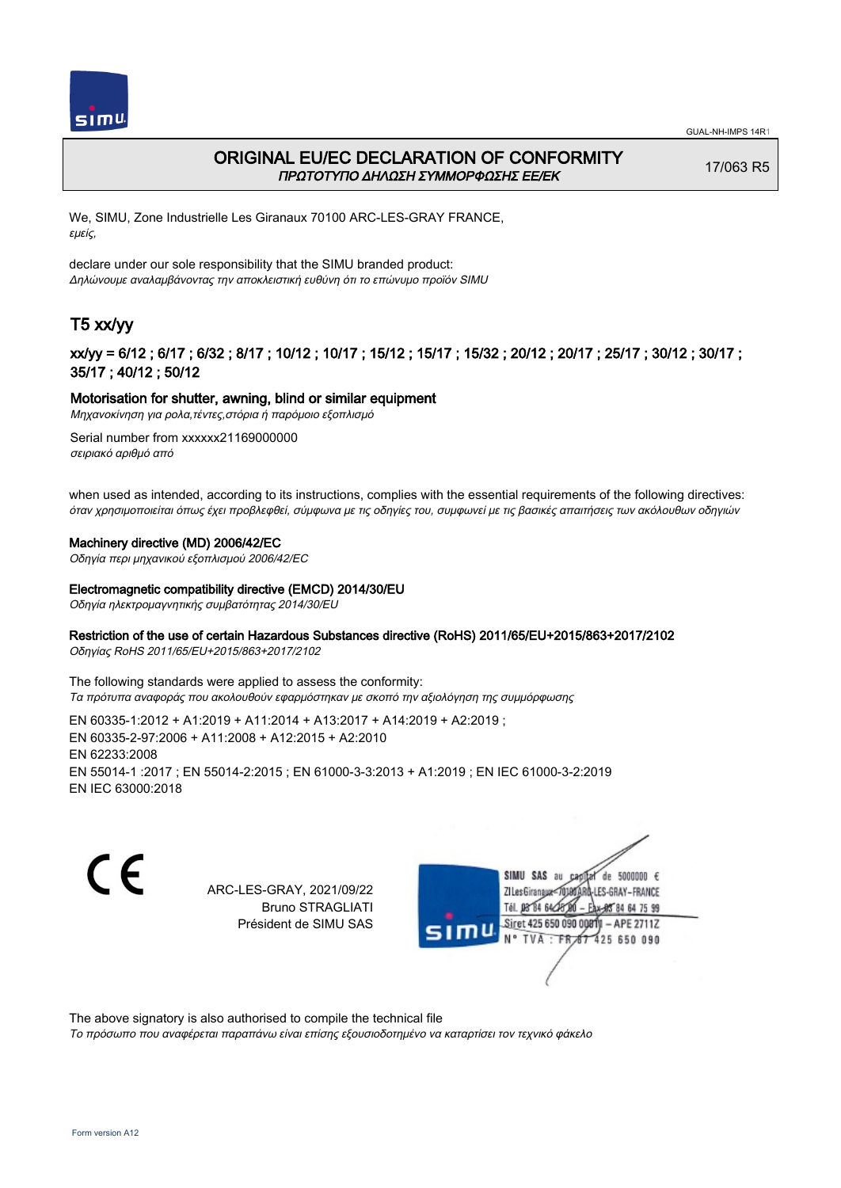GUAL-NH-IMPS 14R1

# ORIGINAL EU/EC DECLARATION OF CONFORMITY
*ΠΡΩΤΟΤΥΠΟ ΔΗΛΩΣΗ ΣΥΜΜΟΡΦΩΣΗΣ ΕΕ/ΕΚ*

17/063 R5

We, SIMU, Zone Industrielle Les Giranaux 70100 ARC-LES-GRAY FRANCE,
*εμείς,*

declare under our sole responsibility that the SIMU branded product:
*Δηλώνουμε αναλαμβάνοντας την αποκλειστική ευθύνη ότι το επώνυμο προϊόν SIMU*

## T5 xx/yy

### xx/yy = 6/12 ; 6/17 ; 6/32 ; 8/17 ; 10/12 ; 10/17 ; 15/12 ; 15/17 ; 15/32 ; 20/12 ; 20/17 ; 25/17 ; 30/12 ; 30/17 ; 35/17 ; 40/12 ; 50/12

**Motorisation for shutter, awning, blind or similar equipment**
*Μηχανοκίνηση για ρολα,τέντες,στόρια ή παρόμοιο εξοπλισμό*

Serial number from xxxxxx21169000000
*σειριακό αριθμό από*

when used as intended, according to its instructions, complies with the essential requirements of the following directives:
*όταν χρησιμοποιείται όπως έχει προβλεφθεί, σύμφωνα με τις οδηγίες του, συμφωνεί με τις βασικές απαιτήσεις των ακόλουθων οδηγιών*

**Machinery directive (MD) 2006/42/EC**
*Οδηγία περι μηχανικού εξοπλισμού 2006/42/EC*

**Electromagnetic compatibility directive (EMCD) 2014/30/EU**
*Οδηγία ηλεκτρομαγνητικής συμβατότητας 2014/30/EU*

**Restriction of the use of certain Hazardous Substances directive (RoHS) 2011/65/EU+2015/863+2017/2102**
*Οδηγίας RoHS 2011/65/EU+2015/863+2017/2102*

The following standards were applied to assess the conformity:
*Τα πρότυπα αναφοράς που ακολουθούν εφαρμόστηκαν με σκοπό την αξιολόγηση της συμμόρφωσης*

EN 60335-1:2012 + A1:2019 + A11:2014 + A13:2017 + A14:2019 + A2:2019 ;
EN 60335-2-97:2006 + A11:2008 + A12:2015 + A2:2010
EN 62233:2008
EN 55014-1 :2017 ; EN 55014-2:2015 ; EN 61000-3-3:2013 + A1:2019 ; EN IEC 61000-3-2:2019
EN IEC 63000:2018

CE

ARC-LES-GRAY, 2021/09/22
Bruno STRAGLIATI
Président de SIMU SAS

SIMU SAS au capital de 5000000 €
ZI Les Giranaux 70100 ARC-LES-GRAY-FRANCE
Tél. 03 84 64 28 00 – Fax 03 84 64 75 99
Siret 425 650 090 00011 – APE 2711Z
N° TVA : FR 87 425 650 090

The above signatory is also authorised to compile the technical file
*Το πρόσωπο που αναφέρεται παραπάνω είναι επίσης εξουσιοδοτημένο να καταρτίσει τον τεχνικό φάκελο*

Form version A12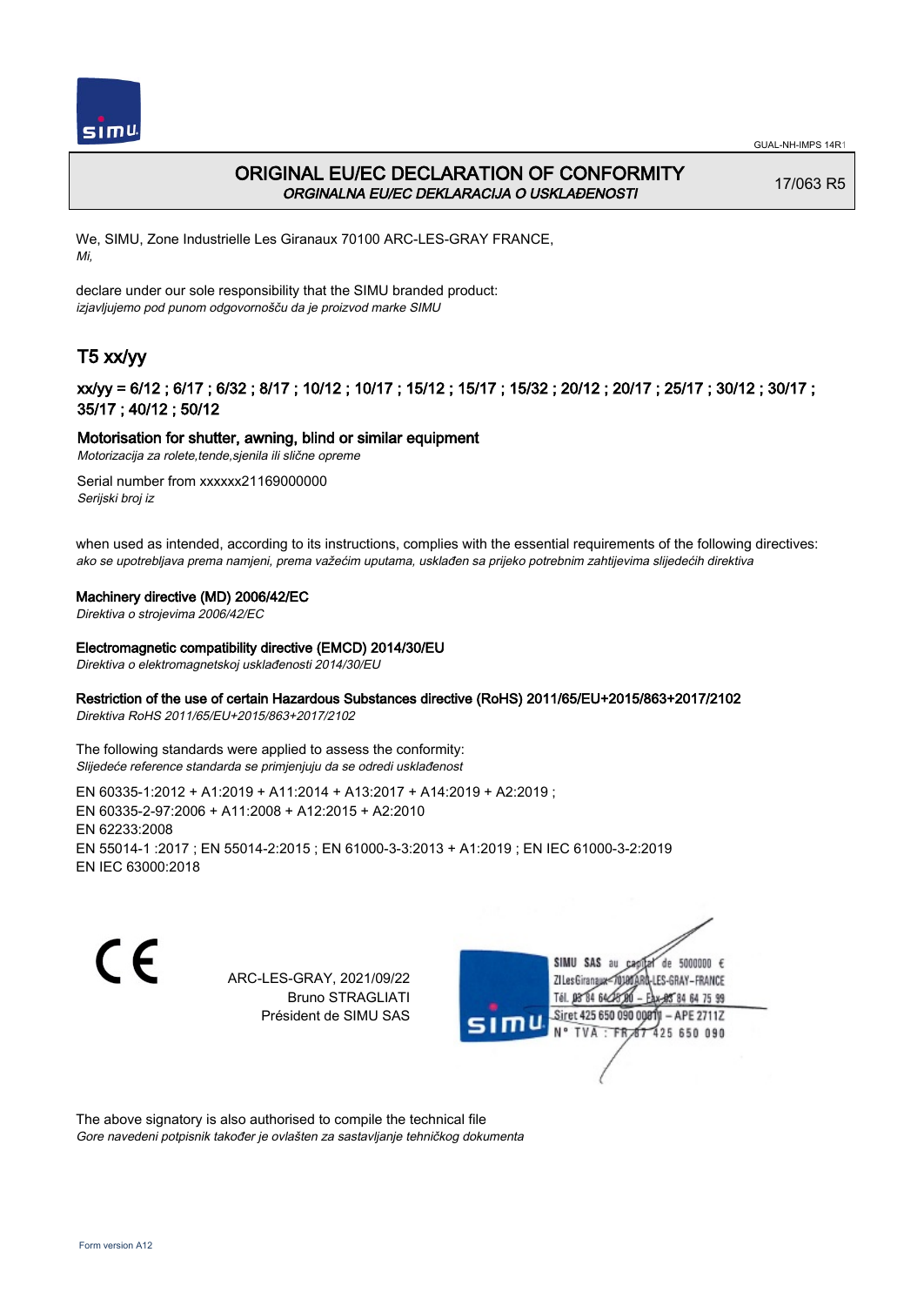GUAL-NH-IMPS 14R1

# ORIGINAL EU/EC DECLARATION OF CONFORMITY
*ORGINALNA EU/EC DEKLARACIJA O USKLAĐENOSTI*

17/063 R5

We, SIMU, Zone Industrielle Les Giranaux 70100 ARC-LES-GRAY FRANCE,
*Mi,*

declare under our sole responsibility that the SIMU branded product:
*izjavljujemo pod punom odgovornošču da je proizvod marke SIMU*

## T5 xx/yy

### xx/yy = 6/12 ; 6/17 ; 6/32 ; 8/17 ; 10/12 ; 10/17 ; 15/12 ; 15/17 ; 15/32 ; 20/12 ; 20/17 ; 25/17 ; 30/12 ; 30/17 ; 35/17 ; 40/12 ; 50/12

**Motorisation for shutter, awning, blind or similar equipment**
*Motorizacija za rolete,tende,sjenila ili slične opreme*

Serial number from xxxxxx21169000000
*Serijski broj iz*

when used as intended, according to its instructions, complies with the essential requirements of the following directives:
*ako se upotrebljava prema namjeni, prema važećim uputama, usklađen sa prijeko potrebnim zahtijevima slijedećih direktiva*

**Machinery directive (MD) 2006/42/EC**
*Direktiva o strojevima 2006/42/EC*

**Electromagnetic compatibility directive (EMCD) 2014/30/EU**
*Direktiva o elektromagnetskoj usklađenosti 2014/30/EU*

**Restriction of the use of certain Hazardous Substances directive (RoHS) 2011/65/EU+2015/863+2017/2102**
*Direktiva RoHS 2011/65/EU+2015/863+2017/2102*

The following standards were applied to assess the conformity:
*Slijedeće reference standarda se primjenjuju da se odredi usklađenost*

EN 60335-1:2012 + A1:2019 + A11:2014 + A13:2017 + A14:2019 + A2:2019 ;
EN 60335-2-97:2006 + A11:2008 + A12:2015 + A2:2010
EN 62233:2008
EN 55014-1 :2017 ; EN 55014-2:2015 ; EN 61000-3-3:2013 + A1:2019 ; EN IEC 61000-3-2:2019
EN IEC 63000:2018

CE

ARC-LES-GRAY, 2021/09/22
Bruno STRAGLIATI
Président de SIMU SAS

SIMU SAS au capital de 5000000 €
ZI Les Giranaux 70100 ARC-LES-GRAY-FRANCE
Tél. 03 84 64 75 00 – Fax 03 84 64 75 99
Siret 425 650 090 00011 – APE 2711Z
N° TVA : FR 87 425 650 090

The above signatory is also authorised to compile the technical file
*Gore navedeni potpisnik također je ovlašten za sastavljanje tehničkog dokumenta*

Form version A12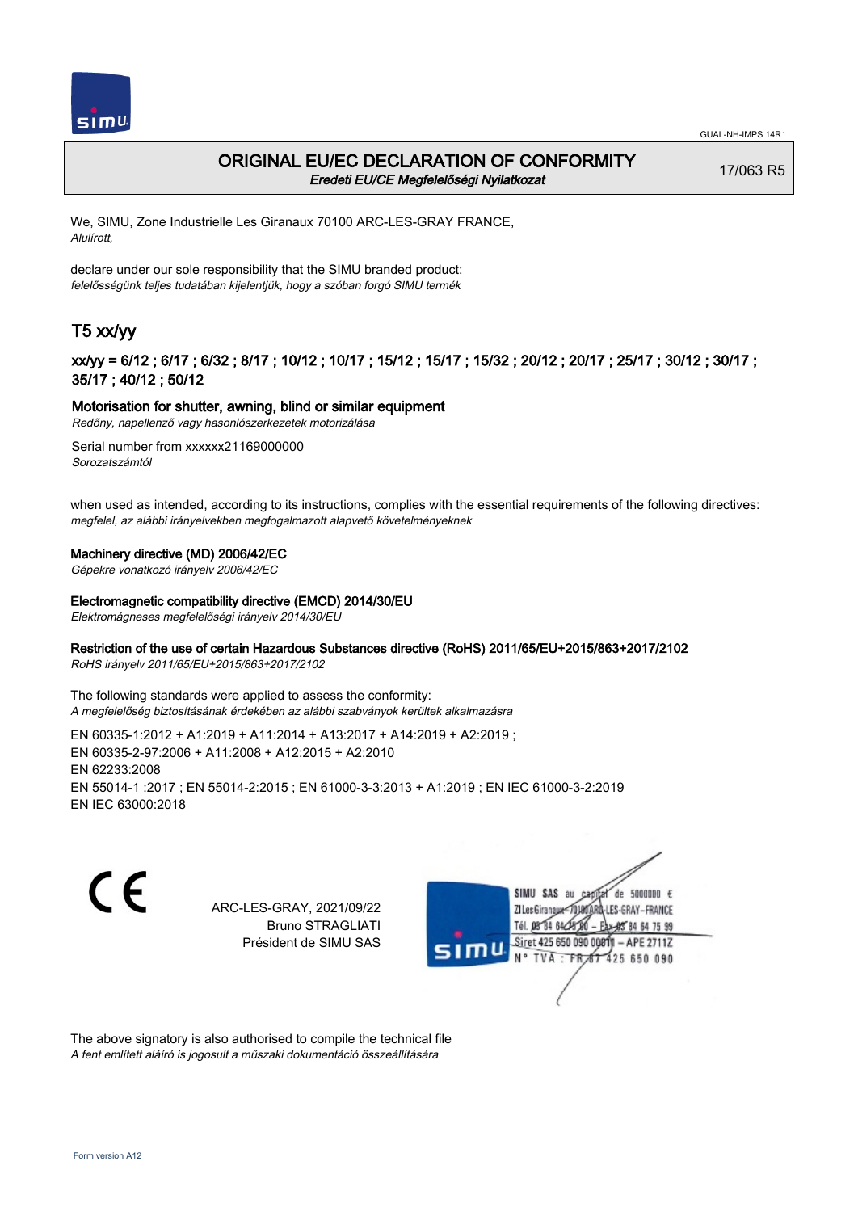GUAL-NH-IMPS 14R1

# ORIGINAL EU/EC DECLARATION OF CONFORMITY

*Eredeti EU/CE Megfelelőségi Nyilatkozat*

17/063 R5

We, SIMU, Zone Industrielle Les Giranaux 70100 ARC-LES-GRAY FRANCE,
*Alulírott,*

declare under our sole responsibility that the SIMU branded product:
*felelősségünk teljes tudatában kijelentjük, hogy a szóban forgó SIMU termék*

## T5 xx/yy

### xx/yy = 6/12 ; 6/17 ; 6/32 ; 8/17 ; 10/12 ; 10/17 ; 15/12 ; 15/17 ; 15/32 ; 20/12 ; 20/17 ; 25/17 ; 30/12 ; 30/17 ; 35/17 ; 40/12 ; 50/12

**Motorisation for shutter, awning, blind or similar equipment**
*Redőny, napellenző vagy hasonlószerkezetek motorizálása*

Serial number from xxxxxx21169000000
*Sorozatszámtól*

when used as intended, according to its instructions, complies with the essential requirements of the following directives:
*megfelel, az alábbi irányelvekben megfogalmazott alapvető követelményeknek*

**Machinery directive (MD) 2006/42/EC**
*Gépekre vonatkozó irányelv 2006/42/EC*

**Electromagnetic compatibility directive (EMCD) 2014/30/EU**
*Elektromágneses megfelelőségi irányelv 2014/30/EU*

**Restriction of the use of certain Hazardous Substances directive (RoHS) 2011/65/EU+2015/863+2017/2102**
*RoHS irányelv 2011/65/EU+2015/863+2017/2102*

The following standards were applied to assess the conformity:
*A megfelelőség biztosításának érdekében az alábbi szabványok kerültek alkalmazásra*

EN 60335-1:2012 + A1:2019 + A11:2014 + A13:2017 + A14:2019 + A2:2019 ;
EN 60335-2-97:2006 + A11:2008 + A12:2015 + A2:2010
EN 62233:2008
EN 55014-1 :2017 ; EN 55014-2:2015 ; EN 61000-3-3:2013 + A1:2019 ; EN IEC 61000-3-2:2019
EN IEC 63000:2018

CE

ARC-LES-GRAY, 2021/09/22
Bruno STRAGLIATI
Président de SIMU SAS

SIMU SAS au capital de 5000000 €
ZI Les Giranaux 70100 ARC-LES-GRAY-FRANCE
Tél. 03 84 64 75 00 – Fax 03 84 64 75 99
Siret 425 650 090 00011 – APE 2711Z
N° TVA : FR 87 425 650 090

The above signatory is also authorised to compile the technical file
*A fent említett aláíró is jogosult a műszaki dokumentáció összeállítására*

Form version A12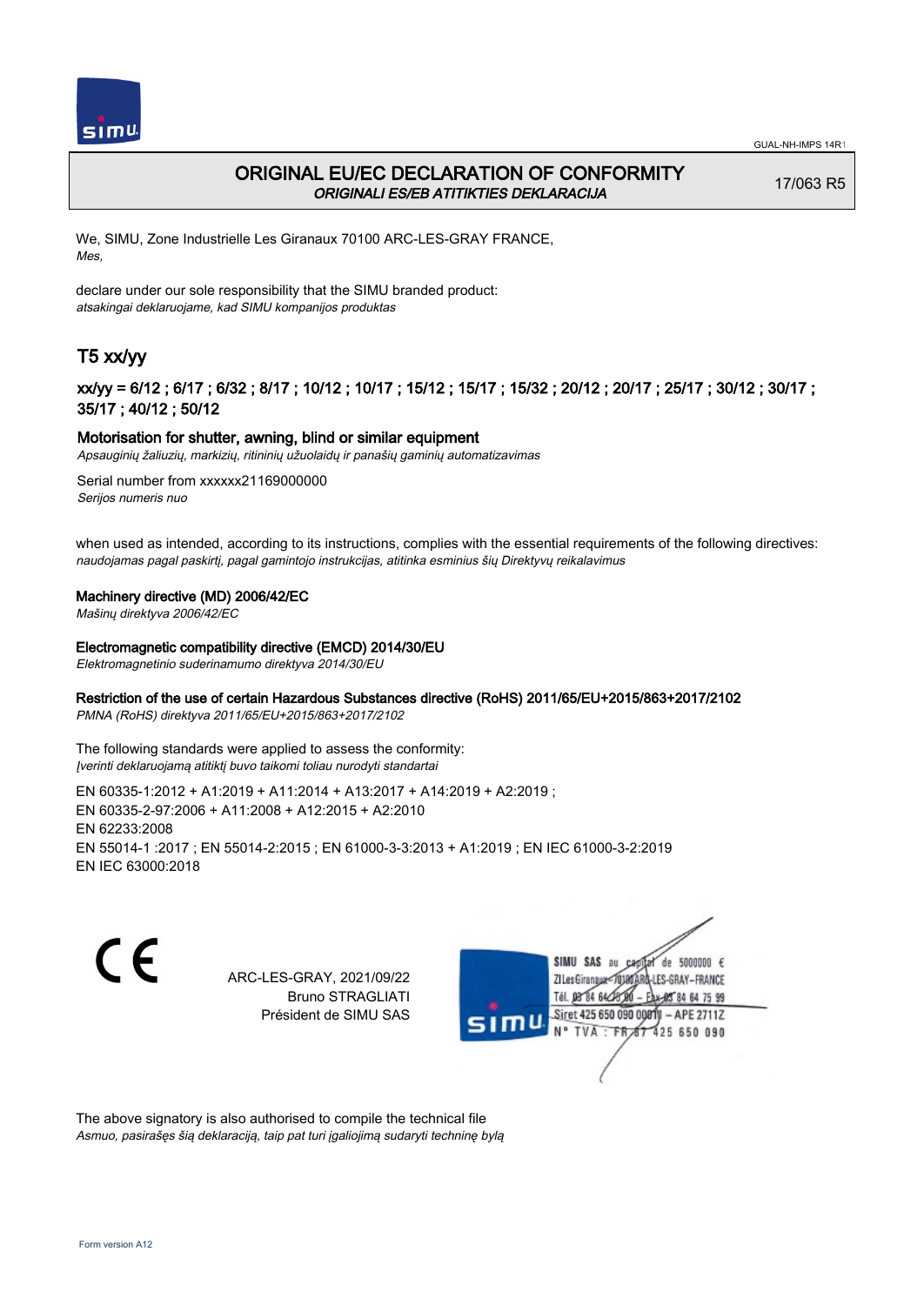GUAL-NH-IMPS 14R1

# ORIGINAL EU/EC DECLARATION OF CONFORMITY

*ORIGINALI ES/EB ATITIKTIES DEKLARACIJA*

17/063 R5

We, SIMU, Zone Industrielle Les Giranaux 70100 ARC-LES-GRAY FRANCE,
*Mes,*

declare under our sole responsibility that the SIMU branded product:
*atsakingai deklaruojame, kad SIMU kompanijos produktas*

## T5 xx/yy

### xx/yy = 6/12 ; 6/17 ; 6/32 ; 8/17 ; 10/12 ; 10/17 ; 15/12 ; 15/17 ; 15/32 ; 20/12 ; 20/17 ; 25/17 ; 30/12 ; 30/17 ; 35/17 ; 40/12 ; 50/12

**Motorisation for shutter, awning, blind or similar equipment**
*Apsauginių žaliuzių, markizių, ritininių užuolaidų ir panašių gaminių automatizavimas*

Serial number from xxxxxx21169000000
*Serijos numeris nuo*

when used as intended, according to its instructions, complies with the essential requirements of the following directives:
*naudojamas pagal paskirtį, pagal gamintojo instrukcijas, atitinka esminius šių Direktyvų reikalavimus*

**Machinery directive (MD) 2006/42/EC**
*Mašinų direktyva 2006/42/EC*

**Electromagnetic compatibility directive (EMCD) 2014/30/EU**
*Elektromagnetinio suderinamumo direktyva 2014/30/EU*

**Restriction of the use of certain Hazardous Substances directive (RoHS) 2011/65/EU+2015/863+2017/2102**
*PMNA (RoHS) direktyva 2011/65/EU+2015/863+2017/2102*

The following standards were applied to assess the conformity:
*Įverinti deklaruojamą atitiktį buvo taikomi toliau nurodyti standartai*

EN 60335-1:2012 + A1:2019 + A11:2014 + A13:2017 + A14:2019 + A2:2019 ;
EN 60335-2-97:2006 + A11:2008 + A12:2015 + A2:2010
EN 62233:2008
EN 55014-1 :2017 ; EN 55014-2:2015 ; EN 61000-3-3:2013 + A1:2019 ; EN IEC 61000-3-2:2019
EN IEC 63000:2018

CE

ARC-LES-GRAY, 2021/09/22
Bruno STRAGLIATI
Président de SIMU SAS

SIMU SAS au capital de 5000000 €
ZI Les Giranaux 70100 ARC-LES-GRAY-FRANCE
Tél. 03 84 64 75 00 – Fax 03 84 64 75 99
Siret 425 650 090 00011 – APE 2711Z
N° TVA : FR 67 425 650 090

The above signatory is also authorised to compile the technical file
*Asmuo, pasirašęs šią deklaraciją, taip pat turi įgaliojimą sudaryti techninę bylą*

Form version A12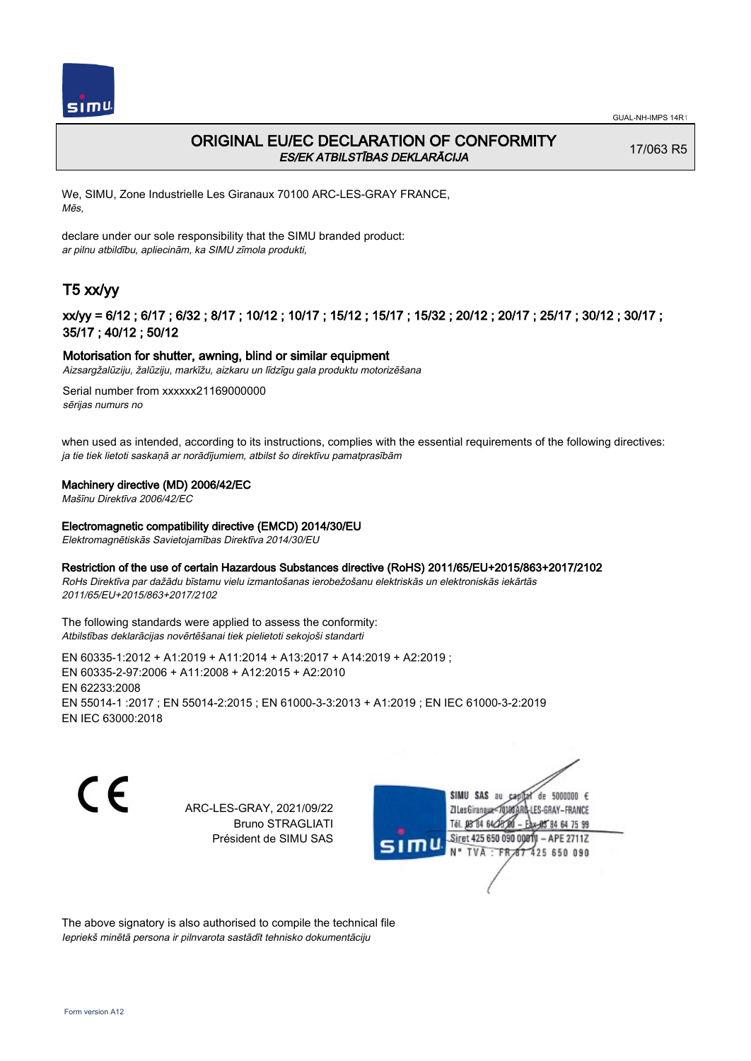# ORIGINAL EU/EC DECLARATION OF CONFORMITY

*ES/EK ATBILSTĪBAS DEKLARĀCIJA*

17/063 R5

We, SIMU, Zone Industrielle Les Giranaux 70100 ARC-LES-GRAY FRANCE,
*Mēs,*

declare under our sole responsibility that the SIMU branded product:
*ar pilnu atbildību, apliecinām, ka SIMU zīmola produkti,*

## T5 xx/yy

### xx/yy = 6/12 ; 6/17 ; 6/32 ; 8/17 ; 10/12 ; 10/17 ; 15/12 ; 15/17 ; 15/32 ; 20/12 ; 20/17 ; 25/17 ; 30/12 ; 30/17 ; 35/17 ; 40/12 ; 50/12

**Motorisation for shutter, awning, blind or similar equipment**
*Aizsargžalūziju, žalūziju, markīžu, aizkaru un līdzīgu gala produktu motorizēšana*

Serial number from xxxxxx21169000000
*sērijas numurs no*

when used as intended, according to its instructions, complies with the essential requirements of the following directives:
*ja tie tiek lietoti saskaņā ar norādījumiem, atbilst šo direktīvu pamatprasībām*

**Machinery directive (MD) 2006/42/EC**
*Mašīnu Direktīva 2006/42/EC*

**Electromagnetic compatibility directive (EMCD) 2014/30/EU**
*Elektromagnētiskās Savietojamības Direktīva 2014/30/EU*

**Restriction of the use of certain Hazardous Substances directive (RoHS) 2011/65/EU+2015/863+2017/2102**
*RoHs Direktīva par dažādu bīstamu vielu izmantošanas ierobežošanu elektriskās un elektroniskās iekārtās 2011/65/EU+2015/863+2017/2102*

The following standards were applied to assess the conformity:
*Atbilstības deklarācijas novērtēšanai tiek pielietoti sekojoši standarti*

EN 60335-1:2012 + A1:2019 + A11:2014 + A13:2017 + A14:2019 + A2:2019 ;
EN 60335-2-97:2006 + A11:2008 + A12:2015 + A2:2010
EN 62233:2008
EN 55014-1 :2017 ; EN 55014-2:2015 ; EN 61000-3-3:2013 + A1:2019 ; EN IEC 61000-3-2:2019
EN IEC 63000:2018

ARC-LES-GRAY, 2021/09/22
Bruno STRAGLIATI
Président de SIMU SAS

SIMU SAS au capital de 5000000 €
ZI Les Giranaux 70100 ARC-LES-GRAY-FRANCE
Tél. 03 84 64 75 00 – Fax 03 84 64 75 99
Siret 425 650 090 00011 – APE 2711Z
N° TVA : FR 87 425 650 090

The above signatory is also authorised to compile the technical file
*Iepriekš minētā persona ir pilnvarota sastādīt tehnisko dokumentāciju*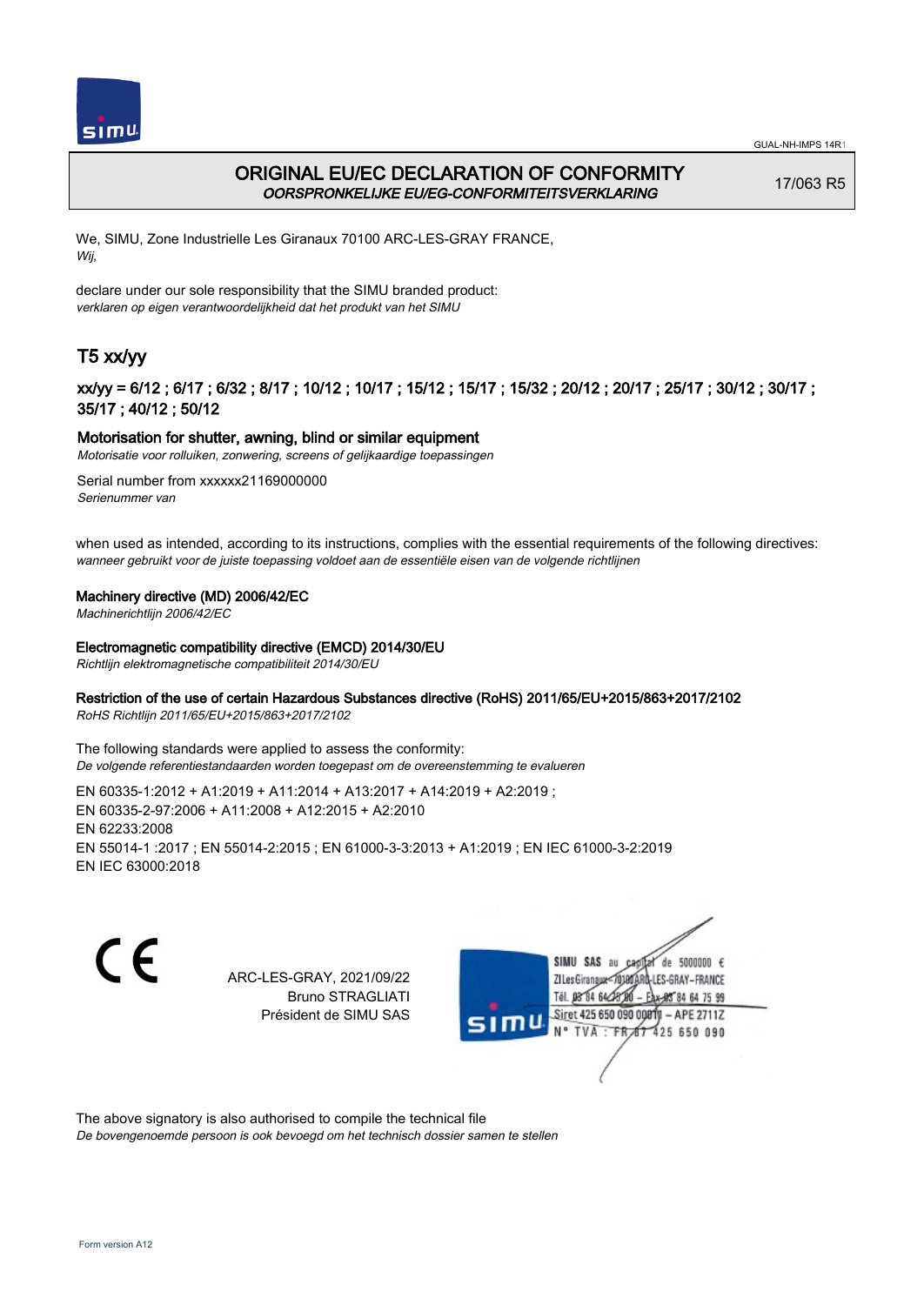GUAL-NH-IMPS 14R1

# ORIGINAL EU/EC DECLARATION OF CONFORMITY
*OORSPRONKELIJKE EU/EG-CONFORMITEITSVERKLARING*

17/063 R5

We, SIMU, Zone Industrielle Les Giranaux 70100 ARC-LES-GRAY FRANCE,
*Wij,*

declare under our sole responsibility that the SIMU branded product:
*verklaren op eigen verantwoordelijkheid dat het produkt van het SIMU*

## T5 xx/yy

### xx/yy = 6/12 ; 6/17 ; 6/32 ; 8/17 ; 10/12 ; 10/17 ; 15/12 ; 15/17 ; 15/32 ; 20/12 ; 20/17 ; 25/17 ; 30/12 ; 30/17 ; 35/17 ; 40/12 ; 50/12

**Motorisation for shutter, awning, blind or similar equipment**
*Motorisatie voor rolluiken, zonwering, screens of gelijkaardige toepassingen*

Serial number from xxxxxx21169000000
*Serienummer van*

when used as intended, according to its instructions, complies with the essential requirements of the following directives:
*wanneer gebruikt voor de juiste toepassing voldoet aan de essentiële eisen van de volgende richtlijnen*

**Machinery directive (MD) 2006/42/EC**
*Machinerichtlijn 2006/42/EC*

**Electromagnetic compatibility directive (EMCD) 2014/30/EU**
*Richtlijn elektromagnetische compatibiliteit 2014/30/EU*

**Restriction of the use of certain Hazardous Substances directive (RoHS) 2011/65/EU+2015/863+2017/2102**
*RoHS Richtlijn 2011/65/EU+2015/863+2017/2102*

The following standards were applied to assess the conformity:
*De volgende referentiestandaarden worden toegepast om de overeenstemming te evalueren*

EN 60335-1:2012 + A1:2019 + A11:2014 + A13:2017 + A14:2019 + A2:2019 ;
EN 60335-2-97:2006 + A11:2008 + A12:2015 + A2:2010
EN 62233:2008
EN 55014-1 :2017 ; EN 55014-2:2015 ; EN 61000-3-3:2013 + A1:2019 ; EN IEC 61000-3-2:2019
EN IEC 63000:2018

CE

ARC-LES-GRAY, 2021/09/22
Bruno STRAGLIATI
Président de SIMU SAS

SIMU SAS au capital de 5000000 €
ZI Les Giranaux 70100 ARC-LES-GRAY-FRANCE
Tél. 03 84 64 75 00 – Fax 03 84 64 75 99
Siret 425 650 090 00011 – APE 2711Z
N° TVA : FR 67 425 650 090

The above signatory is also authorised to compile the technical file
*De bovengenoemde persoon is ook bevoegd om het technisch dossier samen te stellen*

Form version A12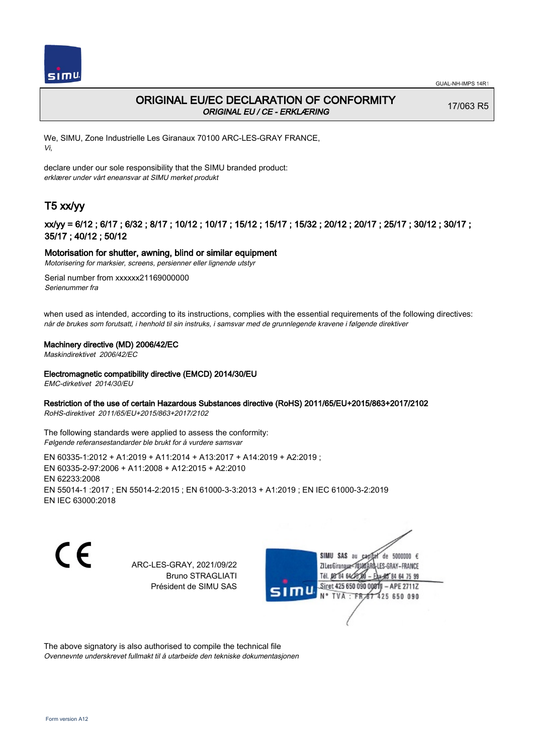GUAL-NH-IMPS 14R1

# ORIGINAL EU/EC DECLARATION OF CONFORMITY

*ORIGINAL EU / CE - ERKLÆRING*

17/063 R5

We, SIMU, Zone Industrielle Les Giranaux 70100 ARC-LES-GRAY FRANCE,
*Vi,*

declare under our sole responsibility that the SIMU branded product:
*erklærer under vårt eneansvar at SIMU merket produkt*

## T5 xx/yy

### xx/yy = 6/12 ; 6/17 ; 6/32 ; 8/17 ; 10/12 ; 10/17 ; 15/12 ; 15/17 ; 15/32 ; 20/12 ; 20/17 ; 25/17 ; 30/12 ; 30/17 ; 35/17 ; 40/12 ; 50/12

**Motorisation for shutter, awning, blind or similar equipment**
*Motorisering for marksier, screens, persienner eller lignende utstyr*

Serial number from xxxxxx21169000000
*Serienummer fra*

when used as intended, according to its instructions, complies with the essential requirements of the following directives:
*når de brukes som forutsatt, i henhold til sin instruks, i samsvar med de grunnlegende kravene i følgende direktiver*

**Machinery directive (MD) 2006/42/EC**
*Maskindirektivet 2006/42/EC*

**Electromagnetic compatibility directive (EMCD) 2014/30/EU**
*EMC-dirketivet 2014/30/EU*

**Restriction of the use of certain Hazardous Substances directive (RoHS) 2011/65/EU+2015/863+2017/2102**
*RoHS-direktivet 2011/65/EU+2015/863+2017/2102*

The following standards were applied to assess the conformity:
*Følgende referansestandarder ble brukt for å vurdere samsvar*

EN 60335-1:2012 + A1:2019 + A11:2014 + A13:2017 + A14:2019 + A2:2019 ;
EN 60335-2-97:2006 + A11:2008 + A12:2015 + A2:2010
EN 62233:2008
EN 55014-1 :2017 ; EN 55014-2:2015 ; EN 61000-3-3:2013 + A1:2019 ; EN IEC 61000-3-2:2019
EN IEC 63000:2018

CE

ARC-LES-GRAY, 2021/09/22
Bruno STRAGLIATI
Président de SIMU SAS

SIMU SAS au capital de 5000000 €
ZI Les Giranaux 70100 ARC-LES-GRAY-FRANCE
Tél. 03 84 64 78 00 – Fax 03 84 64 75 99
Siret 425 650 090 00011 – APE 2711Z
N° TVA : FR 87 425 650 090

The above signatory is also authorised to compile the technical file
*Ovennevnte underskrevet fullmakt til å utarbeide den tekniske dokumentasjonen*

Form version A12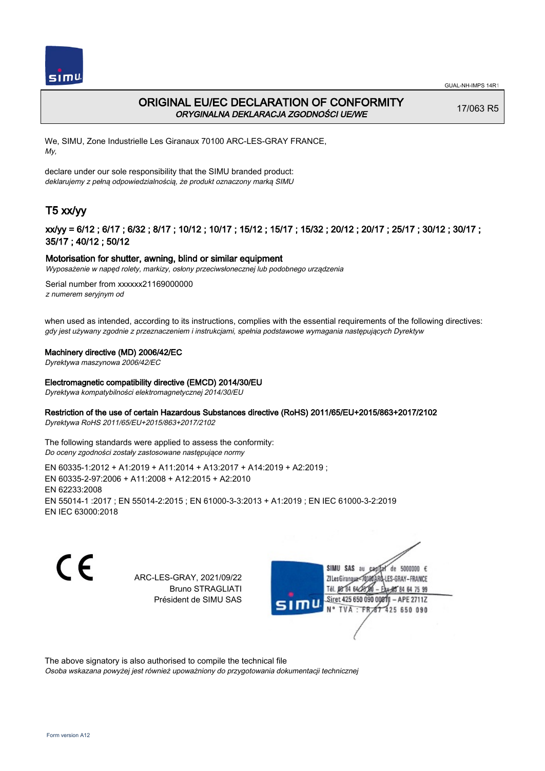# ORIGINAL EU/EC DECLARATION OF CONFORMITY
*ORYGINALNA DEKLARACJA ZGODNOŚCI UE/WE*

17/063 R5

We, SIMU, Zone Industrielle Les Giranaux 70100 ARC-LES-GRAY FRANCE,
*My,*

declare under our sole responsibility that the SIMU branded product:
*deklarujemy z pełną odpowiedzialnością, że produkt oznaczony marką SIMU*

## T5 xx/yy

### xx/yy = 6/12 ; 6/17 ; 6/32 ; 8/17 ; 10/12 ; 10/17 ; 15/12 ; 15/17 ; 15/32 ; 20/12 ; 20/17 ; 25/17 ; 30/12 ; 30/17 ; 35/17 ; 40/12 ; 50/12

**Motorisation for shutter, awning, blind or similar equipment**
*Wyposażenie w napęd rolety, markizy, osłony przeciwsłonecznej lub podobnego urządzenia*

Serial number from xxxxxx21169000000
*z numerem seryjnym od*

when used as intended, according to its instructions, complies with the essential requirements of the following directives:
*gdy jest używany zgodnie z przeznaczeniem i instrukcjami, spełnia podstawowe wymagania następujących Dyrektyw*

**Machinery directive (MD) 2006/42/EC**
*Dyrektywa maszynowa 2006/42/EC*

**Electromagnetic compatibility directive (EMCD) 2014/30/EU**
*Dyrektywa kompatybilności elektromagnetycznej 2014/30/EU*

**Restriction of the use of certain Hazardous Substances directive (RoHS) 2011/65/EU+2015/863+2017/2102**
*Dyrektywa RoHS 2011/65/EU+2015/863+2017/2102*

The following standards were applied to assess the conformity:
*Do oceny zgodności zostały zastosowane następujące normy*

EN 60335-1:2012 + A1:2019 + A11:2014 + A13:2017 + A14:2019 + A2:2019 ;
EN 60335-2-97:2006 + A11:2008 + A12:2015 + A2:2010
EN 62233:2008
EN 55014-1 :2017 ; EN 55014-2:2015 ; EN 61000-3-3:2013 + A1:2019 ; EN IEC 61000-3-2:2019
EN IEC 63000:2018

CE

ARC-LES-GRAY, 2021/09/22
Bruno STRAGLIATI
Président de SIMU SAS

SIMU SAS au capital de 5000000 €
ZI Les Giranaux 70100 ARC-LES-GRAY-FRANCE
Tél. 03 84 64 75 00 – Fax 03 84 64 75 99
Siret 425 650 090 00811 – APE 2711Z
N° TVA : FR 87 425 650 090

The above signatory is also authorised to compile the technical file
*Osoba wskazana powyżej jest również upoważniony do przygotowania dokumentacji technicznej*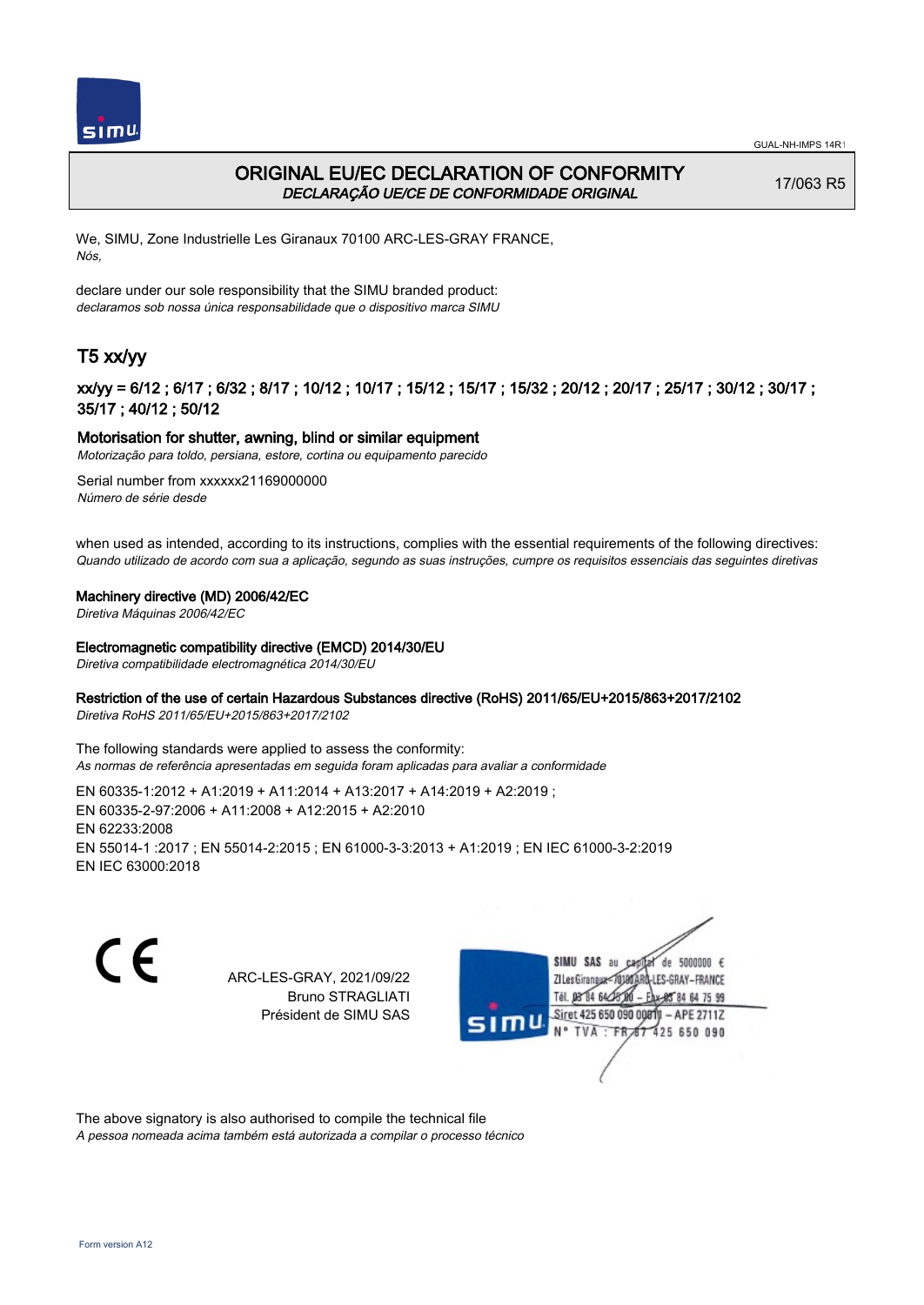# ORIGINAL EU/EC DECLARATION OF CONFORMITY

*DECLARAÇÃO UE/CE DE CONFORMIDADE ORIGINAL*

17/063 R5

We, SIMU, Zone Industrielle Les Giranaux 70100 ARC-LES-GRAY FRANCE,
*Nós,*

declare under our sole responsibility that the SIMU branded product:
*declaramos sob nossa única responsabilidade que o dispositivo marca SIMU*

## T5 xx/yy

### xx/yy = 6/12 ; 6/17 ; 6/32 ; 8/17 ; 10/12 ; 10/17 ; 15/12 ; 15/17 ; 15/32 ; 20/12 ; 20/17 ; 25/17 ; 30/12 ; 30/17 ; 35/17 ; 40/12 ; 50/12

**Motorisation for shutter, awning, blind or similar equipment**
*Motorização para toldo, persiana, estore, cortina ou equipamento parecido*

Serial number from xxxxxx21169000000
*Número de série desde*

when used as intended, according to its instructions, complies with the essential requirements of the following directives:
*Quando utilizado de acordo com sua a aplicação, segundo as suas instruções, cumpre os requisitos essenciais das seguintes diretivas*

**Machinery directive (MD) 2006/42/EC**
*Diretiva Máquinas 2006/42/EC*

**Electromagnetic compatibility directive (EMCD) 2014/30/EU**
*Diretiva compatibilidade electromagnética 2014/30/EU*

**Restriction of the use of certain Hazardous Substances directive (RoHS) 2011/65/EU+2015/863+2017/2102**
*Diretiva RoHS 2011/65/EU+2015/863+2017/2102*

The following standards were applied to assess the conformity:
*As normas de referência apresentadas em seguida foram aplicadas para avaliar a conformidade*

EN 60335-1:2012 + A1:2019 + A11:2014 + A13:2017 + A14:2019 + A2:2019 ;
EN 60335-2-97:2006 + A11:2008 + A12:2015 + A2:2010
EN 62233:2008
EN 55014-1 :2017 ; EN 55014-2:2015 ; EN 61000-3-3:2013 + A1:2019 ; EN IEC 61000-3-2:2019
EN IEC 63000:2018

CE

ARC-LES-GRAY, 2021/09/22
Bruno STRAGLIATI
Président de SIMU SAS

SIMU SAS au capital de 5000000 €
ZI Les Giranaux 70100 ARC-LES-GRAY-FRANCE
Tél. 03 84 64 78 00 – Fax 03 84 64 75 99
Siret 425 650 090 00811 – APE 2711Z
N° TVA : FR 87 425 650 090

The above signatory is also authorised to compile the technical file
*A pessoa nomeada acima também está autorizada a compilar o processo técnico*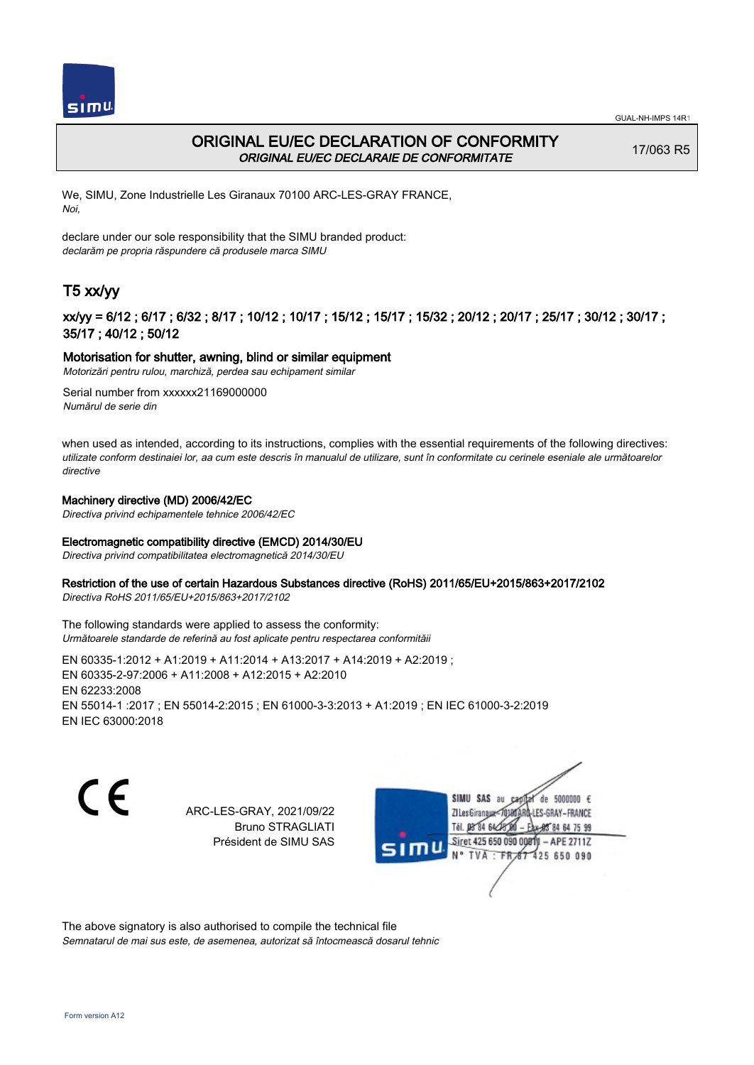GUAL-NH-IMPS 14R1

# ORIGINAL EU/EC DECLARATION OF CONFORMITY

*ORIGINAL EU/EC DECLARAIE DE CONFORMITATE*

17/063 R5

We, SIMU, Zone Industrielle Les Giranaux 70100 ARC-LES-GRAY FRANCE,
*Noi,*

declare under our sole responsibility that the SIMU branded product:
*declarăm pe propria răspundere că produsele marca SIMU*

## T5 xx/yy

### xx/yy = 6/12 ; 6/17 ; 6/32 ; 8/17 ; 10/12 ; 10/17 ; 15/12 ; 15/17 ; 15/32 ; 20/12 ; 20/17 ; 25/17 ; 30/12 ; 30/17 ; 35/17 ; 40/12 ; 50/12

**Motorisation for shutter, awning, blind or similar equipment**
*Motorizări pentru rulou, marchiză, perdea sau echipament similar*

Serial number from xxxxxx21169000000
*Numărul de serie din*

when used as intended, according to its instructions, complies with the essential requirements of the following directives:
*utilizate conform destinaiei lor, aa cum este descris în manualul de utilizare, sunt în conformitate cu cerinele eseniale ale următoarelor directive*

**Machinery directive (MD) 2006/42/EC**
*Directiva privind echipamentele tehnice 2006/42/EC*

**Electromagnetic compatibility directive (EMCD) 2014/30/EU**
*Directiva privind compatibilitatea electromagnetică 2014/30/EU*

**Restriction of the use of certain Hazardous Substances directive (RoHS) 2011/65/EU+2015/863+2017/2102**
*Directiva RoHS 2011/65/EU+2015/863+2017/2102*

The following standards were applied to assess the conformity:
*Următoarele standarde de referină au fost aplicate pentru respectarea conformităii*

EN 60335-1:2012 + A1:2019 + A11:2014 + A13:2017 + A14:2019 + A2:2019 ;
EN 60335-2-97:2006 + A11:2008 + A12:2015 + A2:2010
EN 62233:2008
EN 55014-1 :2017 ; EN 55014-2:2015 ; EN 61000-3-3:2013 + A1:2019 ; EN IEC 61000-3-2:2019
EN IEC 63000:2018

ARC-LES-GRAY, 2021/09/22
Bruno STRAGLIATI
Président de SIMU SAS

SIMU SAS au capital de 5000000 €
ZI Les Giranaux 70100 ARC-LES-GRAY-FRANCE
Tél. 03 84 64 75 00 – Fax 03 84 64 75 99
Siret 425 650 090 00011 – APE 2711Z
N° TVA : FR 87 425 650 090

The above signatory is also authorised to compile the technical file
*Semnatarul de mai sus este, de asemenea, autorizat să întocmească dosarul tehnic*

Form version A12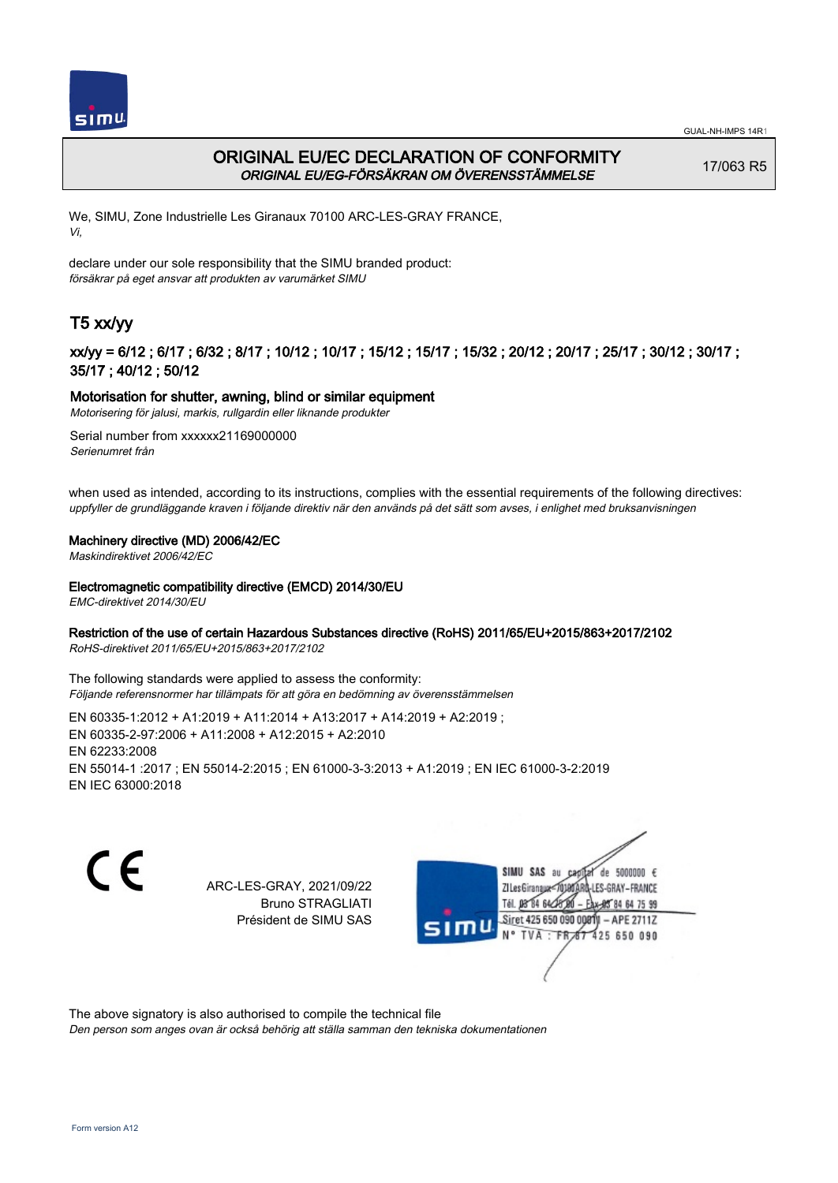# ORIGINAL EU/EC DECLARATION OF CONFORMITY
*ORIGINAL EU/EG-FÖRSÄKRAN OM ÖVERENSSTÄMMELSE*

17/063 R5

We, SIMU, Zone Industrielle Les Giranaux 70100 ARC-LES-GRAY FRANCE,
*Vi,*

declare under our sole responsibility that the SIMU branded product:
*försäkrar på eget ansvar att produkten av varumärket SIMU*

## T5 xx/yy

### xx/yy = 6/12 ; 6/17 ; 6/32 ; 8/17 ; 10/12 ; 10/17 ; 15/12 ; 15/17 ; 15/32 ; 20/12 ; 20/17 ; 25/17 ; 30/12 ; 30/17 ; 35/17 ; 40/12 ; 50/12

**Motorisation for shutter, awning, blind or similar equipment**
*Motorisering för jalusi, markis, rullgardin eller liknande produkter*

Serial number from xxxxxx21169000000
*Serienumret från*

when used as intended, according to its instructions, complies with the essential requirements of the following directives:
*uppfyller de grundläggande kraven i följande direktiv när den används på det sätt som avses, i enlighet med bruksanvisningen*

**Machinery directive (MD) 2006/42/EC**
*Maskindirektivet 2006/42/EC*

**Electromagnetic compatibility directive (EMCD) 2014/30/EU**
*EMC-direktivet 2014/30/EU*

**Restriction of the use of certain Hazardous Substances directive (RoHS) 2011/65/EU+2015/863+2017/2102**
*RoHS-direktivet 2011/65/EU+2015/863+2017/2102*

The following standards were applied to assess the conformity:
*Följande referensnormer har tillämpats för att göra en bedömning av överensstämmelsen*

EN 60335-1:2012 + A1:2019 + A11:2014 + A13:2017 + A14:2019 + A2:2019 ;
EN 60335-2-97:2006 + A11:2008 + A12:2015 + A2:2010
EN 62233:2008
EN 55014-1 :2017 ; EN 55014-2:2015 ; EN 61000-3-3:2013 + A1:2019 ; EN IEC 61000-3-2:2019
EN IEC 63000:2018

ARC-LES-GRAY, 2021/09/22
Bruno STRAGLIATI
Président de SIMU SAS

SIMU SAS au capital de 5000000 €
ZI Les Giranaux 70100 ARC-LES-GRAY-FRANCE
Tél. 03 84 64 75 00 – Fax 03 84 64 75 99
Siret 425 650 090 00011 – APE 2711Z
N° TVA : FR 67 425 650 090

The above signatory is also authorised to compile the technical file
*Den person som anges ovan är också behörig att ställa samman den tekniska dokumentationen*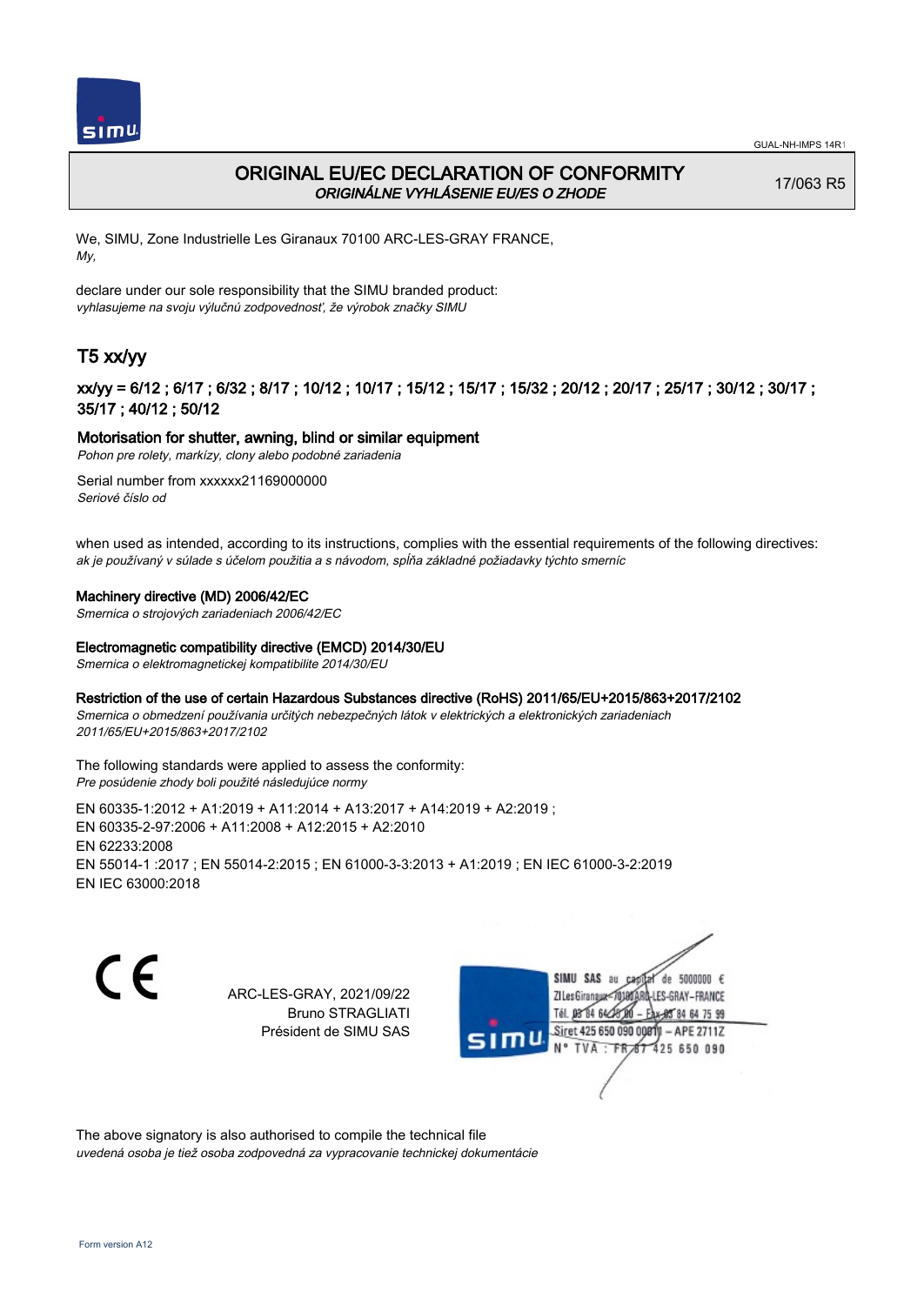GUAL-NH-IMPS 14R1

# ORIGINAL EU/EC DECLARATION OF CONFORMITY
*ORIGINÁLNE VYHLÁSENIE EU/ES O ZHODE*

17/063 R5

We, SIMU, Zone Industrielle Les Giranaux 70100 ARC-LES-GRAY FRANCE,
*My,*

declare under our sole responsibility that the SIMU branded product:
*vyhlasujeme na svoju výlučnú zodpovednosť, že výrobok značky SIMU*

## T5 xx/yy

### xx/yy = 6/12 ; 6/17 ; 6/32 ; 8/17 ; 10/12 ; 10/17 ; 15/12 ; 15/17 ; 15/32 ; 20/12 ; 20/17 ; 25/17 ; 30/12 ; 30/17 ; 35/17 ; 40/12 ; 50/12

**Motorisation for shutter, awning, blind or similar equipment**
*Pohon pre rolety, markízy, clony alebo podobné zariadenia*

Serial number from xxxxxx21169000000
*Seriové číslo od*

when used as intended, according to its instructions, complies with the essential requirements of the following directives:
*ak je používaný v súlade s účelom použitia a s návodom, spĺňa základné požiadavky týchto smerníc*

**Machinery directive (MD) 2006/42/EC**
*Smernica o strojových zariadeniach 2006/42/EC*

**Electromagnetic compatibility directive (EMCD) 2014/30/EU**
*Smernica o elektromagnetickej kompatibilite 2014/30/EU*

**Restriction of the use of certain Hazardous Substances directive (RoHS) 2011/65/EU+2015/863+2017/2102**
*Smernica o obmedzení používania určitých nebezpečných látok v elektrických a elektronických zariadeniach 2011/65/EU+2015/863+2017/2102*

The following standards were applied to assess the conformity:
*Pre posúdenie zhody boli použité následujúce normy*

EN 60335-1:2012 + A1:2019 + A11:2014 + A13:2017 + A14:2019 + A2:2019 ;
EN 60335-2-97:2006 + A11:2008 + A12:2015 + A2:2010
EN 62233:2008
EN 55014-1 :2017 ; EN 55014-2:2015 ; EN 61000-3-3:2013 + A1:2019 ; EN IEC 61000-3-2:2019
EN IEC 63000:2018

CE

ARC-LES-GRAY, 2021/09/22
Bruno STRAGLIATI
Président de SIMU SAS

SIMU SAS au capital de 5000000 €
ZI Les Giranaux 70100 ARC-LES-GRAY-FRANCE
Tél. 03 84 64 75 00 – Fax 03 84 64 75 99
Siret 425 650 090 00011 – APE 2711Z
N° TVA : FR 87 425 650 090

The above signatory is also authorised to compile the technical file
*uvedená osoba je tiež osoba zodpovedná za vypracovanie technickej dokumentácie*

Form version A12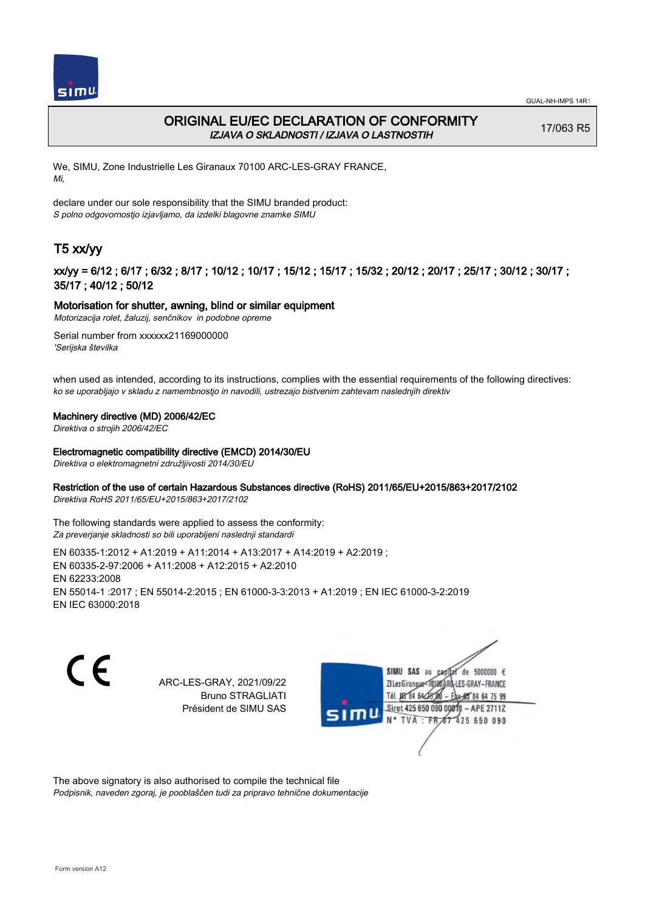GUAL-NH-IMPS 14R1

# ORIGINAL EU/EC DECLARATION OF CONFORMITY

*IZJAVA O SKLADNOSTI / IZJAVA O LASTNOSTIH*

17/063 R5

We, SIMU, Zone Industrielle Les Giranaux 70100 ARC-LES-GRAY FRANCE,
*Mi,*

declare under our sole responsibility that the SIMU branded product:
*S polno odgovornostjo izjavljamo, da izdelki blagovne znamke SIMU*

## T5 xx/yy

### xx/yy = 6/12 ; 6/17 ; 6/32 ; 8/17 ; 10/12 ; 10/17 ; 15/12 ; 15/17 ; 15/32 ; 20/12 ; 20/17 ; 25/17 ; 30/12 ; 30/17 ; 35/17 ; 40/12 ; 50/12

**Motorisation for shutter, awning, blind or similar equipment**
*Motorizacija rolet, žaluzij, senčnikov in podobne opreme*

Serial number from xxxxxx21169000000
*'Serijska številka*

when used as intended, according to its instructions, complies with the essential requirements of the following directives:
*ko se uporabljajo v skladu z namembnostjo in navodili, ustrezajo bistvenim zahtevam naslednjih direktiv*

**Machinery directive (MD) 2006/42/EC**
*Direktiva o strojih 2006/42/EC*

**Electromagnetic compatibility directive (EMCD) 2014/30/EU**
*Direktiva o elektromagnetni združljivosti 2014/30/EU*

**Restriction of the use of certain Hazardous Substances directive (RoHS) 2011/65/EU+2015/863+2017/2102**
*Direktiva RoHS 2011/65/EU+2015/863+2017/2102*

The following standards were applied to assess the conformity:
*Za preverjanje skladnosti so bili uporabljeni naslednji standardi*

EN 60335-1:2012 + A1:2019 + A11:2014 + A13:2017 + A14:2019 + A2:2019 ;
EN 60335-2-97:2006 + A11:2008 + A12:2015 + A2:2010
EN 62233:2008
EN 55014-1 :2017 ; EN 55014-2:2015 ; EN 61000-3-3:2013 + A1:2019 ; EN IEC 61000-3-2:2019
EN IEC 63000:2018

CE

ARC-LES-GRAY, 2021/09/22
Bruno STRAGLIATI
Président de SIMU SAS

SIMU SAS au capital de 5000000 €
ZI Les Giranaux - 70100 ARC-LES-GRAY - FRANCE
Tél. 03 84 64 75 00 - Fax 03 84 64 75 99
Siret 425 650 090 00011 - APE 2711Z
N° TVA : FR 67 425 650 090

The above signatory is also authorised to compile the technical file
*Podpisnik, naveden zgoraj, je pooblaščen tudi za pripravo tehnične dokumentacije*

Form version A12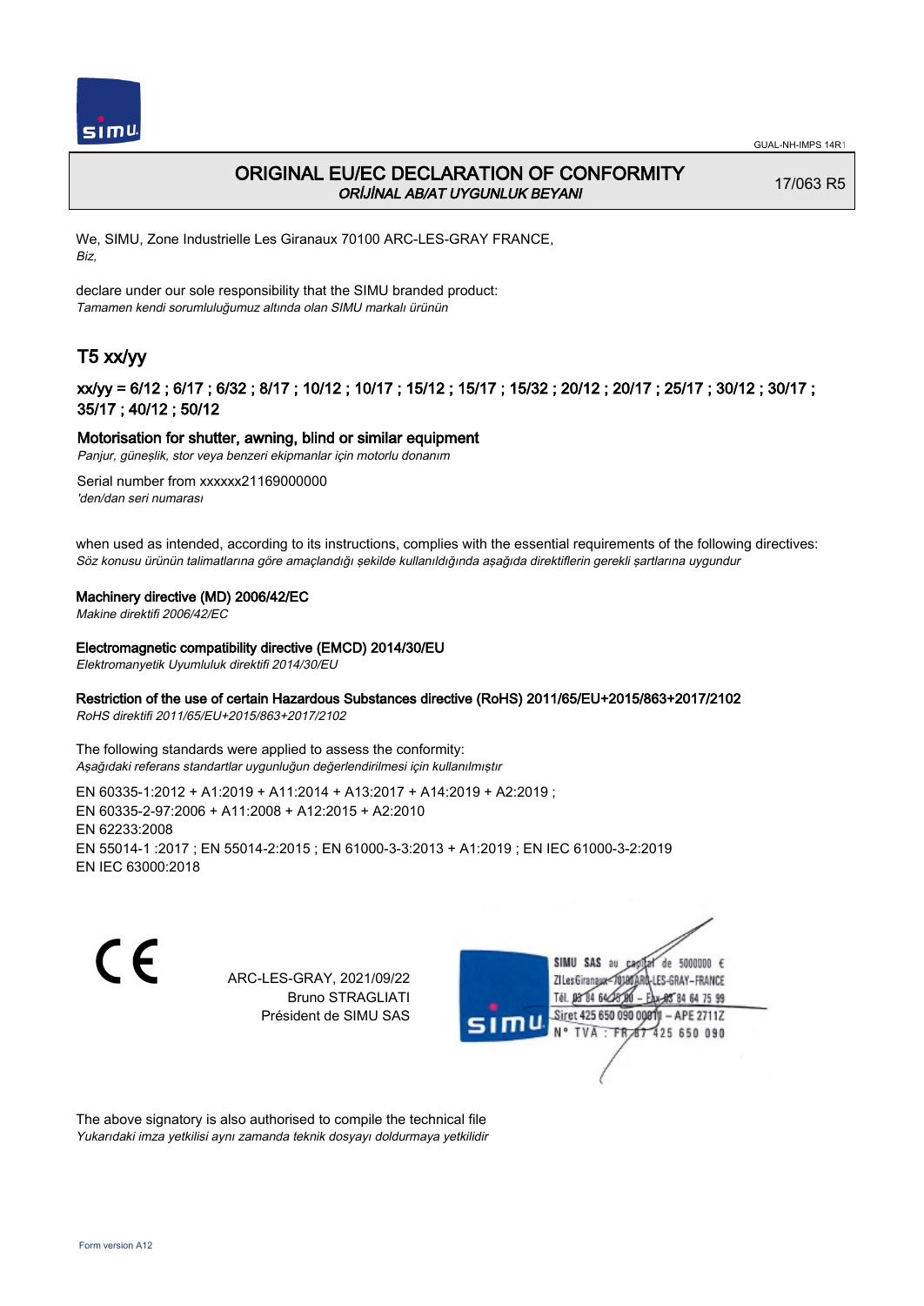# ORIGINAL EU/EC DECLARATION OF CONFORMITY
*ORİJİNAL AB/AT UYGUNLUK BEYANI*

17/063 R5

We, SIMU, Zone Industrielle Les Giranaux 70100 ARC-LES-GRAY FRANCE,
*Biz,*

declare under our sole responsibility that the SIMU branded product:
*Tamamen kendi sorumluluğumuz altında olan SIMU markalı ürünün*

## T5 xx/yy

### xx/yy = 6/12 ; 6/17 ; 6/32 ; 8/17 ; 10/12 ; 10/17 ; 15/12 ; 15/17 ; 15/32 ; 20/12 ; 20/17 ; 25/17 ; 30/12 ; 30/17 ; 35/17 ; 40/12 ; 50/12

**Motorisation for shutter, awning, blind or similar equipment**
*Panjur, güneşlik, stor veya benzeri ekipmanlar için motorlu donanım*

Serial number from xxxxxx21169000000
*'den/dan seri numarası*

when used as intended, according to its instructions, complies with the essential requirements of the following directives:
*Söz konusu ürünün talimatlarına göre amaçlandığı şekilde kullanıldığında aşağıda direktiflerin gerekli şartlarına uygundur*

**Machinery directive (MD) 2006/42/EC**
*Makine direktifi 2006/42/EC*

**Electromagnetic compatibility directive (EMCD) 2014/30/EU**
*Elektromanyetik Uyumluluk direktifi 2014/30/EU*

**Restriction of the use of certain Hazardous Substances directive (RoHS) 2011/65/EU+2015/863+2017/2102**
*RoHS direktifi 2011/65/EU+2015/863+2017/2102*

The following standards were applied to assess the conformity:
*Aşağıdaki referans standartlar uygunluğun değerlendirilmesi için kullanılmıştır*

EN 60335-1:2012 + A1:2019 + A11:2014 + A13:2017 + A14:2019 + A2:2019 ;
EN 60335-2-97:2006 + A11:2008 + A12:2015 + A2:2010
EN 62233:2008
EN 55014-1 :2017 ; EN 55014-2:2015 ; EN 61000-3-3:2013 + A1:2019 ; EN IEC 61000-3-2:2019
EN IEC 63000:2018

CE

ARC-LES-GRAY, 2021/09/22
Bruno STRAGLIATI
Président de SIMU SAS

SIMU SAS au capital de 5000000 €
ZI Les Giranaux 70100 ARC-LES-GRAY-FRANCE
Tél. 03 84 64 75 00 – Fax 03 84 64 75 99
Siret 425 650 090 00011 – APE 2711Z
N° TVA : FR 87 425 650 090

The above signatory is also authorised to compile the technical file
*Yukarıdaki imza yetkilisi aynı zamanda teknik dosyayı doldurmaya yetkilidir*